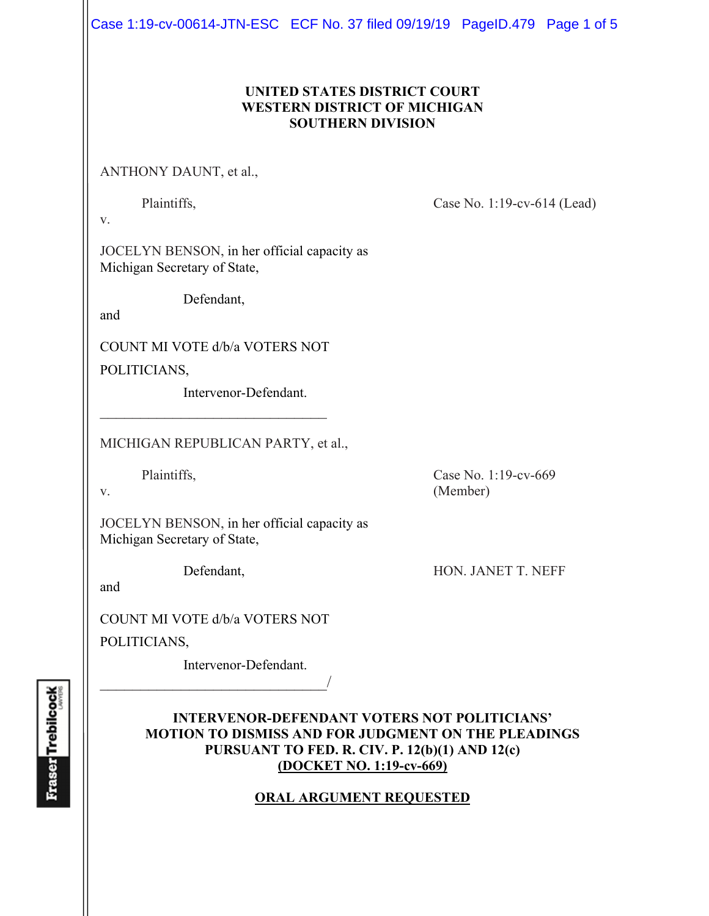**UNITED STATES DISTRICT COURT**
**WESTERN DISTRICT OF MICHIGAN**
**SOUTHERN DIVISION**

ANTHONY DAUNT, et al.,

Plaintiffs,

v.

Case No. 1:19-cv-614 (Lead)

JOCELYN BENSON, in her official capacity as Michigan Secretary of State,

Defendant,

and

COUNT MI VOTE d/b/a VOTERS NOT POLITICIANS,

Intervenor-Defendant.

---

MICHIGAN REPUBLICAN PARTY, et al.,

Plaintiffs,

v.

Case No. 1:19-cv-669 (Member)

JOCELYN BENSON, in her official capacity as Michigan Secretary of State,

Defendant,

HON. JANET T. NEFF

and

COUNT MI VOTE d/b/a VOTERS NOT POLITICIANS,

Intervenor-Defendant.

---/

**INTERVENOR-DEFENDANT VOTERS NOT POLITICIANS' MOTION TO DISMISS AND FOR JUDGMENT ON THE PLEADINGS PURSUANT TO FED. R. CIV. P. 12(b)(1) AND 12(c)**
**(DOCKET NO. 1:19-cv-669)**

**ORAL ARGUMENT REQUESTED**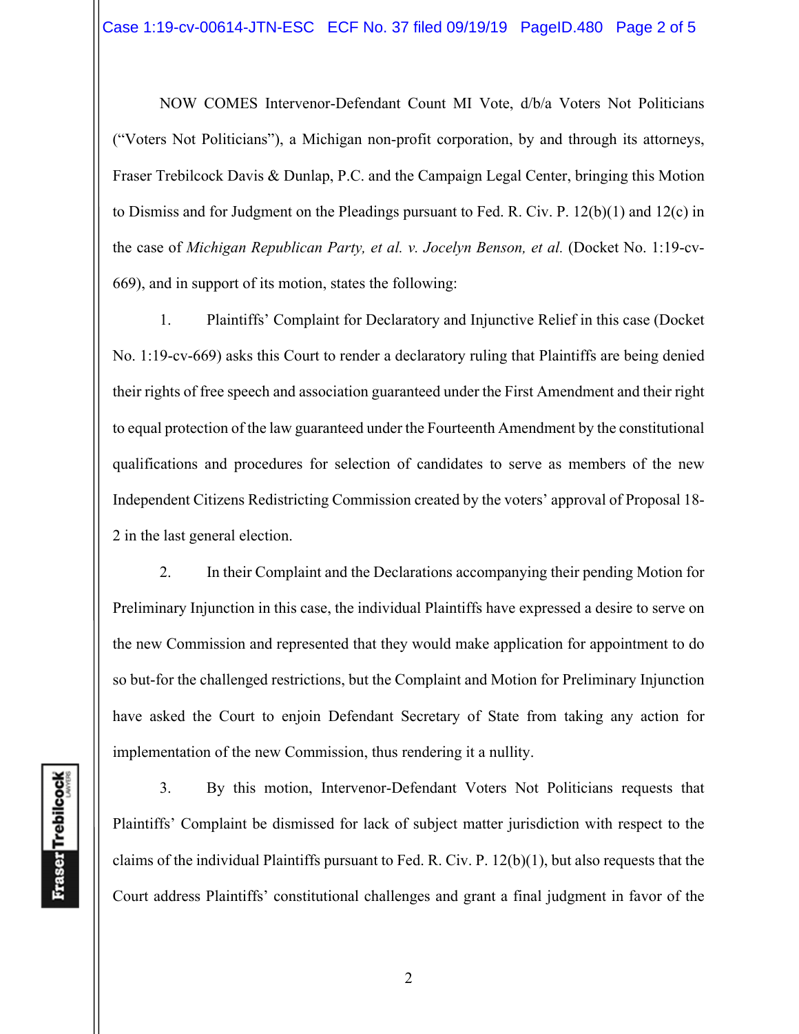NOW COMES Intervenor-Defendant Count MI Vote, d/b/a Voters Not Politicians ("Voters Not Politicians"), a Michigan non-profit corporation, by and through its attorneys, Fraser Trebilcock Davis & Dunlap, P.C. and the Campaign Legal Center, bringing this Motion to Dismiss and for Judgment on the Pleadings pursuant to Fed. R. Civ. P. 12(b)(1) and 12(c) in the case of *Michigan Republican Party, et al. v. Jocelyn Benson, et al.* (Docket No. 1:19-cv-669), and in support of its motion, states the following:

1. Plaintiffs' Complaint for Declaratory and Injunctive Relief in this case (Docket No. 1:19-cv-669) asks this Court to render a declaratory ruling that Plaintiffs are being denied their rights of free speech and association guaranteed under the First Amendment and their right to equal protection of the law guaranteed under the Fourteenth Amendment by the constitutional qualifications and procedures for selection of candidates to serve as members of the new Independent Citizens Redistricting Commission created by the voters' approval of Proposal 18-2 in the last general election.

2. In their Complaint and the Declarations accompanying their pending Motion for Preliminary Injunction in this case, the individual Plaintiffs have expressed a desire to serve on the new Commission and represented that they would make application for appointment to do so but-for the challenged restrictions, but the Complaint and Motion for Preliminary Injunction have asked the Court to enjoin Defendant Secretary of State from taking any action for implementation of the new Commission, thus rendering it a nullity.

3. By this motion, Intervenor-Defendant Voters Not Politicians requests that Plaintiffs' Complaint be dismissed for lack of subject matter jurisdiction with respect to the claims of the individual Plaintiffs pursuant to Fed. R. Civ. P. 12(b)(1), but also requests that the Court address Plaintiffs' constitutional challenges and grant a final judgment in favor of the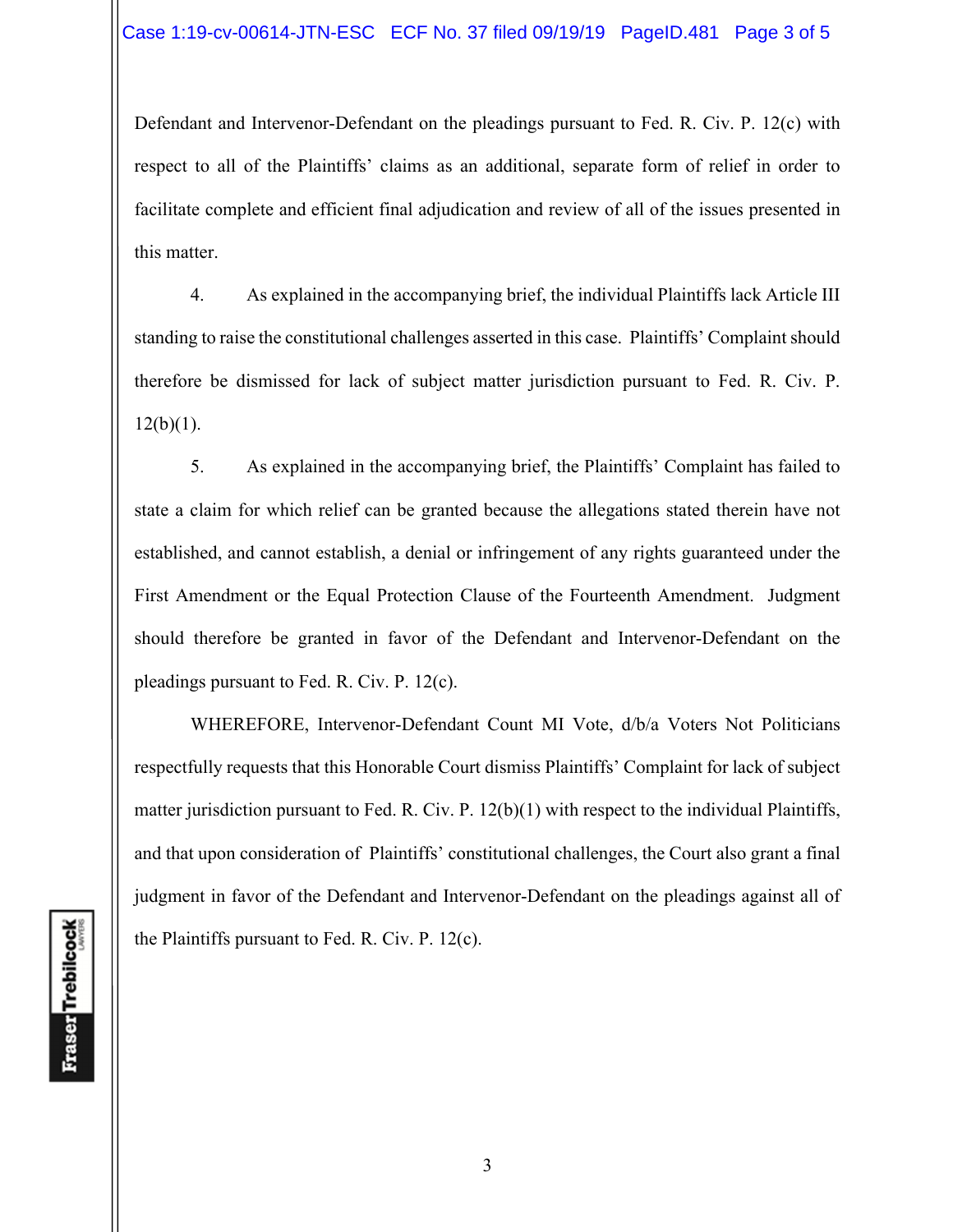Defendant and Intervenor-Defendant on the pleadings pursuant to Fed. R. Civ. P. 12(c) with respect to all of the Plaintiffs' claims as an additional, separate form of relief in order to facilitate complete and efficient final adjudication and review of all of the issues presented in this matter.

4. As explained in the accompanying brief, the individual Plaintiffs lack Article III standing to raise the constitutional challenges asserted in this case. Plaintiffs' Complaint should therefore be dismissed for lack of subject matter jurisdiction pursuant to Fed. R. Civ. P. 12(b)(1).

5. As explained in the accompanying brief, the Plaintiffs' Complaint has failed to state a claim for which relief can be granted because the allegations stated therein have not established, and cannot establish, a denial or infringement of any rights guaranteed under the First Amendment or the Equal Protection Clause of the Fourteenth Amendment. Judgment should therefore be granted in favor of the Defendant and Intervenor-Defendant on the pleadings pursuant to Fed. R. Civ. P. 12(c).

WHEREFORE, Intervenor-Defendant Count MI Vote, d/b/a Voters Not Politicians respectfully requests that this Honorable Court dismiss Plaintiffs' Complaint for lack of subject matter jurisdiction pursuant to Fed. R. Civ. P. 12(b)(1) with respect to the individual Plaintiffs, and that upon consideration of Plaintiffs' constitutional challenges, the Court also grant a final judgment in favor of the Defendant and Intervenor-Defendant on the pleadings against all of the Plaintiffs pursuant to Fed. R. Civ. P. 12(c).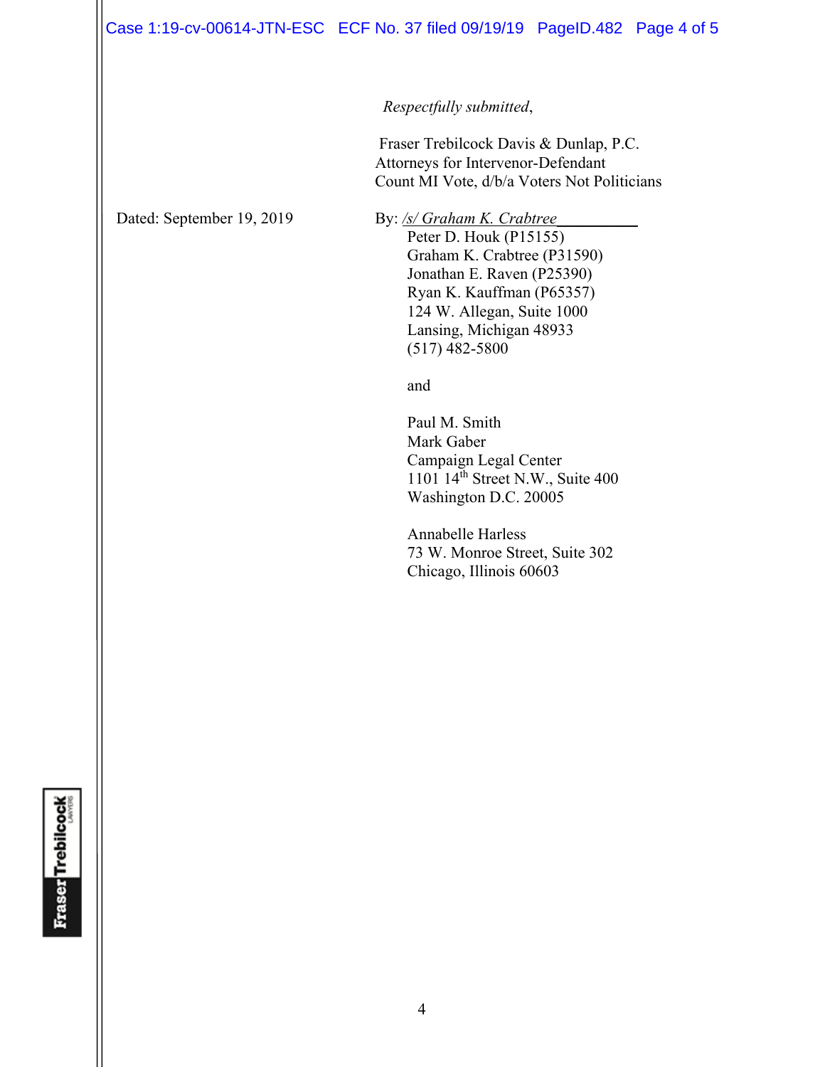*Respectfully submitted*,

Fraser Trebilcock Davis & Dunlap, P.C.
Attorneys for Intervenor-Defendant
Count MI Vote, d/b/a Voters Not Politicians

Dated: September 19, 2019

By: */s/ Graham K. Crabtree*
Peter D. Houk (P15155)
Graham K. Crabtree (P31590)
Jonathan E. Raven (P25390)
Ryan K. Kauffman (P65357)
124 W. Allegan, Suite 1000
Lansing, Michigan 48933
(517) 482-5800

and

Paul M. Smith
Mark Gaber
Campaign Legal Center
1101 14th Street N.W., Suite 400
Washington D.C. 20005

Annabelle Harless
73 W. Monroe Street, Suite 302
Chicago, Illinois 60603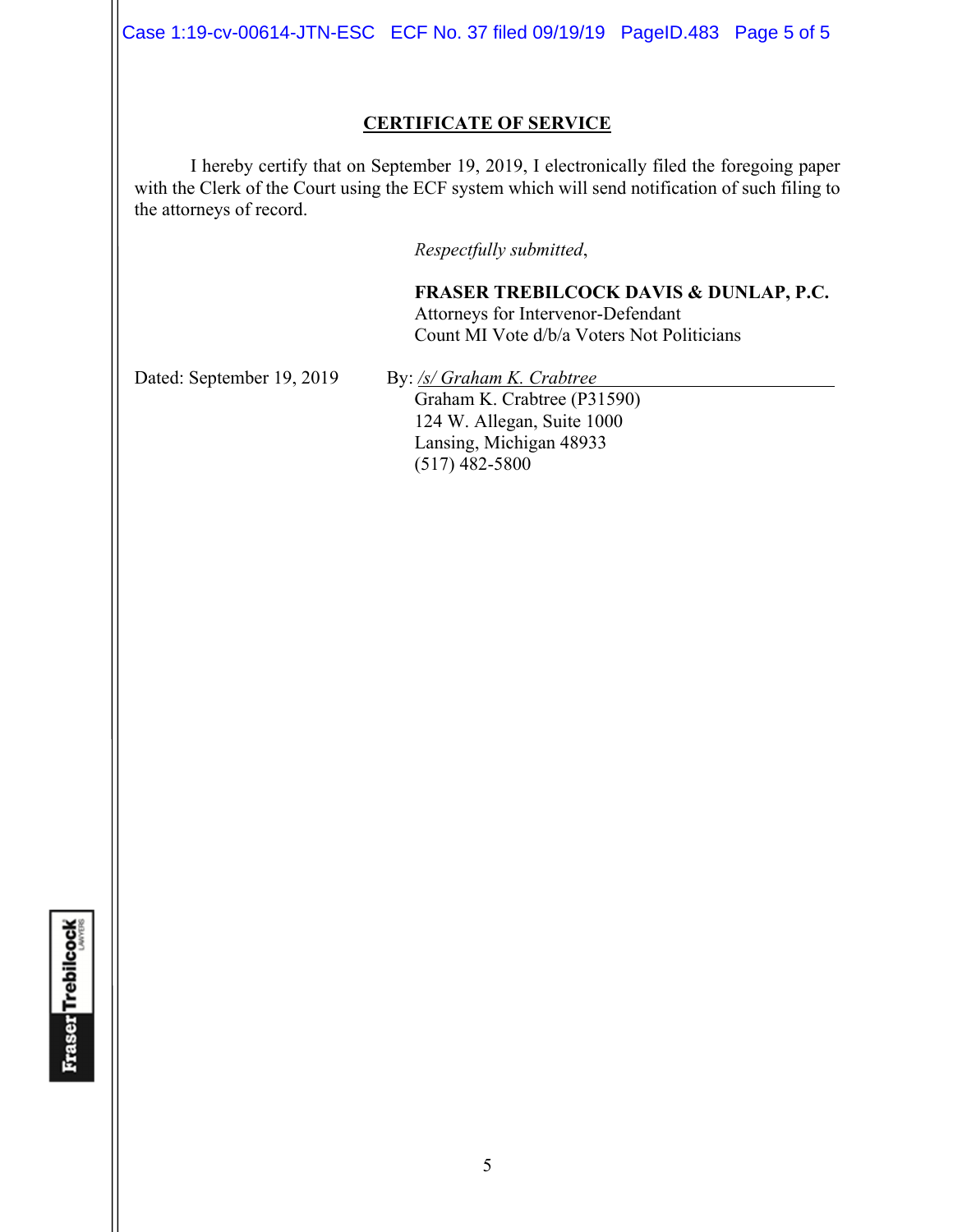## CERTIFICATE OF SERVICE

I hereby certify that on September 19, 2019, I electronically filed the foregoing paper with the Clerk of the Court using the ECF system which will send notification of such filing to the attorneys of record.

*Respectfully submitted*,

**FRASER TREBILCOCK DAVIS & DUNLAP, P.C.**
Attorneys for Intervenor-Defendant
Count MI Vote d/b/a Voters Not Politicians

Dated: September 19, 2019

By: */s/ Graham K. Crabtree*
Graham K. Crabtree (P31590)
124 W. Allegan, Suite 1000
Lansing, Michigan 48933
(517) 482-5800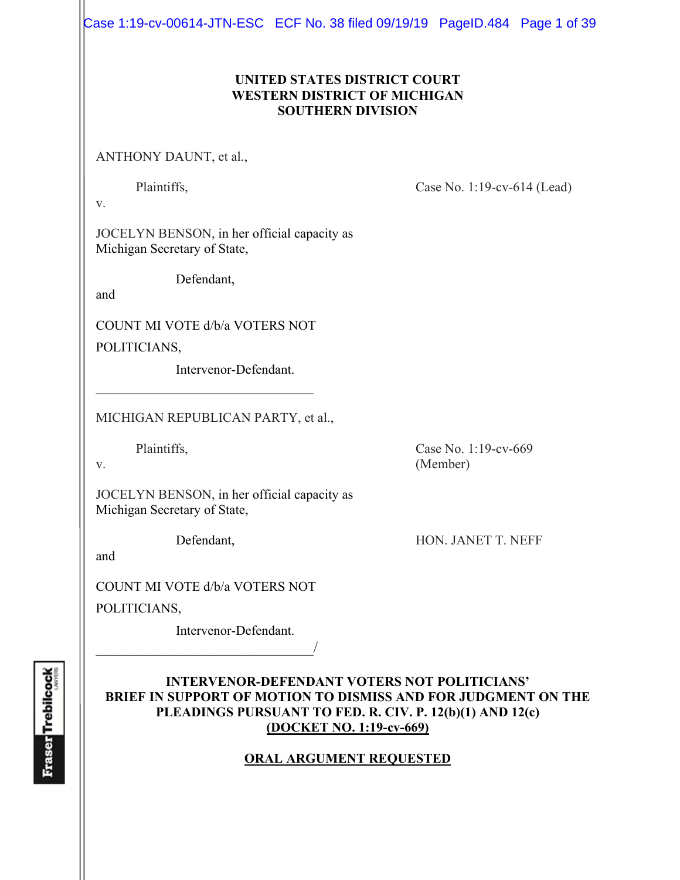# UNITED STATES DISTRICT COURT
# WESTERN DISTRICT OF MICHIGAN
# SOUTHERN DIVISION

ANTHONY DAUNT, et al.,

Plaintiffs,

v.

Case No. 1:19-cv-614 (Lead)

JOCELYN BENSON, in her official capacity as Michigan Secretary of State,

Defendant,

and

COUNT MI VOTE d/b/a VOTERS NOT POLITICIANS,

Intervenor-Defendant.

\_\_\_\_\_\_\_\_\_\_\_\_\_\_\_\_\_\_\_\_\_\_\_\_\_\_\_\_\_\_\_\_\_

MICHIGAN REPUBLICAN PARTY, et al.,

Plaintiffs,

v.

Case No. 1:19-cv-669 (Member)

JOCELYN BENSON, in her official capacity as Michigan Secretary of State,

Defendant,

HON. JANET T. NEFF

and

COUNT MI VOTE d/b/a VOTERS NOT POLITICIANS,

Intervenor-Defendant.

\_\_\_\_\_\_\_\_\_\_\_\_\_\_\_\_\_\_\_\_\_\_\_\_\_\_\_\_\_\_\_\_\_/

**INTERVENOR-DEFENDANT VOTERS NOT POLITICIANS' BRIEF IN SUPPORT OF MOTION TO DISMISS AND FOR JUDGMENT ON THE PLEADINGS PURSUANT TO FED. R. CIV. P. 12(b)(1) AND 12(c)**
**(DOCKET NO. 1:19-cv-669)**

**ORAL ARGUMENT REQUESTED**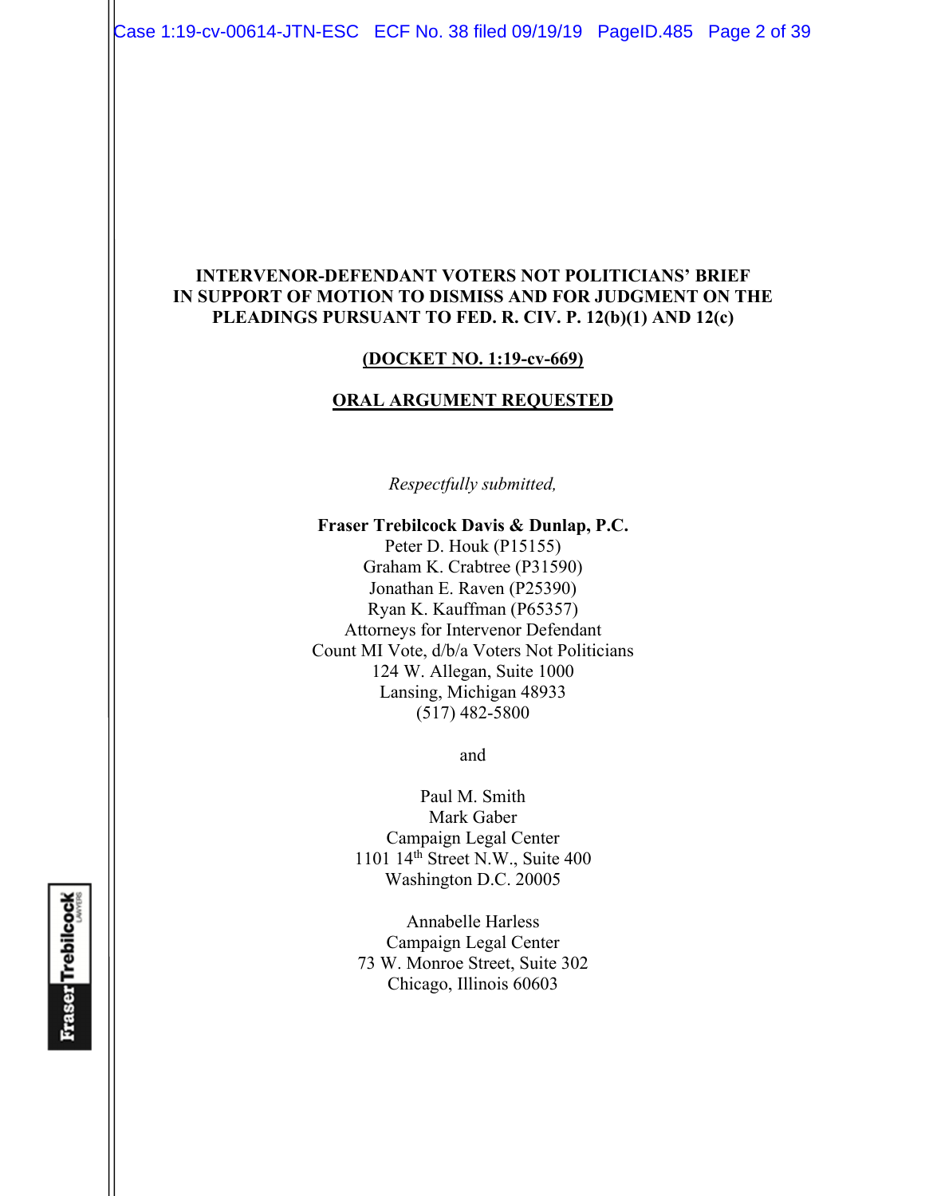**INTERVENOR-DEFENDANT VOTERS NOT POLITICIANS' BRIEF IN SUPPORT OF MOTION TO DISMISS AND FOR JUDGMENT ON THE PLEADINGS PURSUANT TO FED. R. CIV. P. 12(b)(1) AND 12(c)**

**(DOCKET NO. 1:19-cv-669)**

**ORAL ARGUMENT REQUESTED**

*Respectfully submitted,*

**Fraser Trebilcock Davis & Dunlap, P.C.**
Peter D. Houk (P15155)
Graham K. Crabtree (P31590)
Jonathan E. Raven (P25390)
Ryan K. Kauffman (P65357)
Attorneys for Intervenor Defendant
Count MI Vote, d/b/a Voters Not Politicians
124 W. Allegan, Suite 1000
Lansing, Michigan 48933
(517) 482-5800

and

Paul M. Smith
Mark Gaber
Campaign Legal Center
1101 14th Street N.W., Suite 400
Washington D.C. 20005

Annabelle Harless
Campaign Legal Center
73 W. Monroe Street, Suite 302
Chicago, Illinois 60603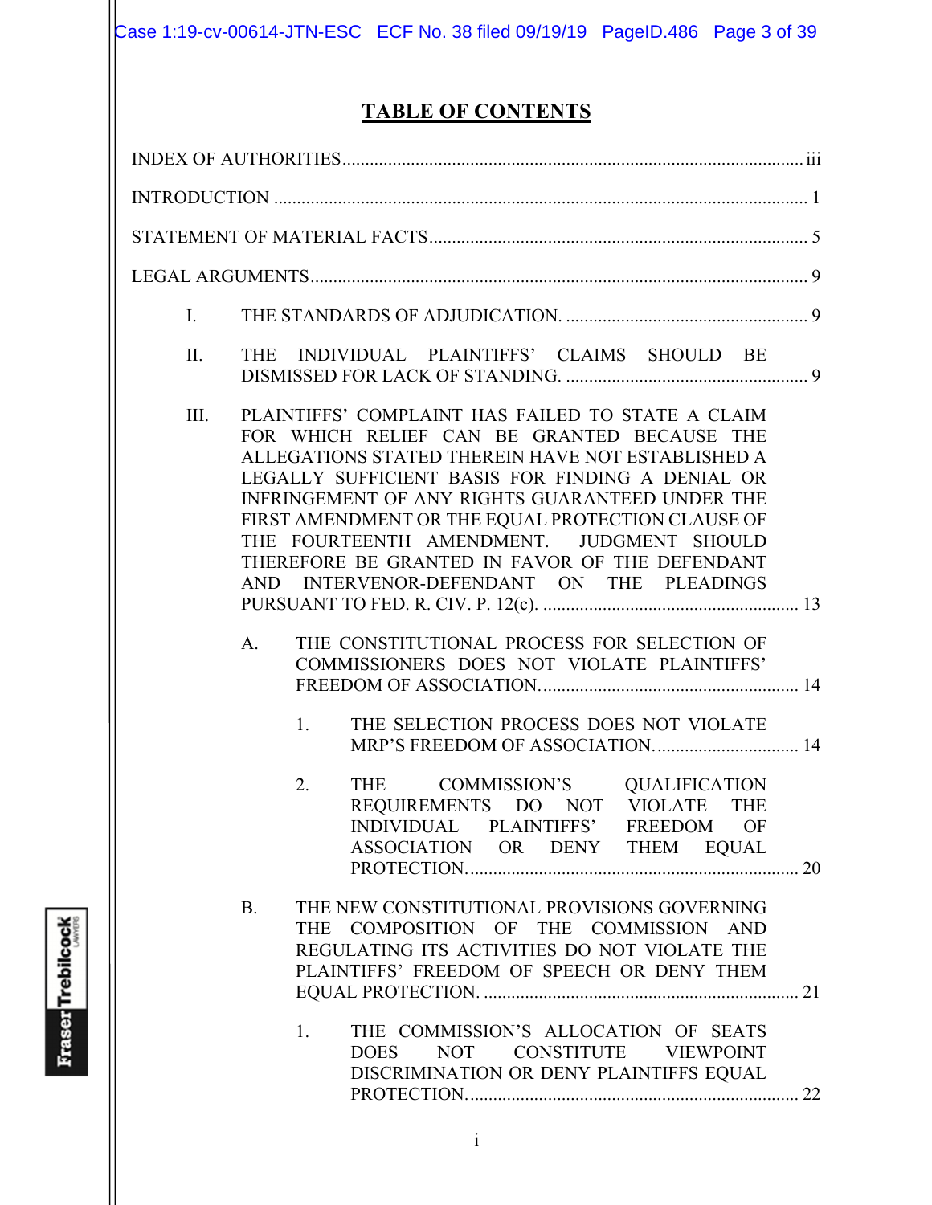# TABLE OF CONTENTS

INDEX OF AUTHORITIES ..... iii

INTRODUCTION ..... 1

STATEMENT OF MATERIAL FACTS ..... 5

LEGAL ARGUMENTS ..... 9

I. THE STANDARDS OF ADJUDICATION. ..... 9

II. THE INDIVIDUAL PLAINTIFFS' CLAIMS SHOULD BE DISMISSED FOR LACK OF STANDING. ..... 9

III. PLAINTIFFS' COMPLAINT HAS FAILED TO STATE A CLAIM FOR WHICH RELIEF CAN BE GRANTED BECAUSE THE ALLEGATIONS STATED THEREIN HAVE NOT ESTABLISHED A LEGALLY SUFFICIENT BASIS FOR FINDING A DENIAL OR INFRINGEMENT OF ANY RIGHTS GUARANTEED UNDER THE FIRST AMENDMENT OR THE EQUAL PROTECTION CLAUSE OF THE FOURTEENTH AMENDMENT. JUDGMENT SHOULD THEREFORE BE GRANTED IN FAVOR OF THE DEFENDANT AND INTERVENOR-DEFENDANT ON THE PLEADINGS PURSUANT TO FED. R. CIV. P. 12(c). ..... 13

A. THE CONSTITUTIONAL PROCESS FOR SELECTION OF COMMISSIONERS DOES NOT VIOLATE PLAINTIFFS' FREEDOM OF ASSOCIATION. ..... 14

1. THE SELECTION PROCESS DOES NOT VIOLATE MRP'S FREEDOM OF ASSOCIATION. ..... 14

2. THE COMMISSION'S QUALIFICATION REQUIREMENTS DO NOT VIOLATE THE INDIVIDUAL PLAINTIFFS' FREEDOM OF ASSOCIATION OR DENY THEM EQUAL PROTECTION. ..... 20

B. THE NEW CONSTITUTIONAL PROVISIONS GOVERNING THE COMPOSITION OF THE COMMISSION AND REGULATING ITS ACTIVITIES DO NOT VIOLATE THE PLAINTIFFS' FREEDOM OF SPEECH OR DENY THEM EQUAL PROTECTION. ..... 21

1. THE COMMISSION'S ALLOCATION OF SEATS DOES NOT CONSTITUTE VIEWPOINT DISCRIMINATION OR DENY PLAINTIFFS EQUAL PROTECTION. ..... 22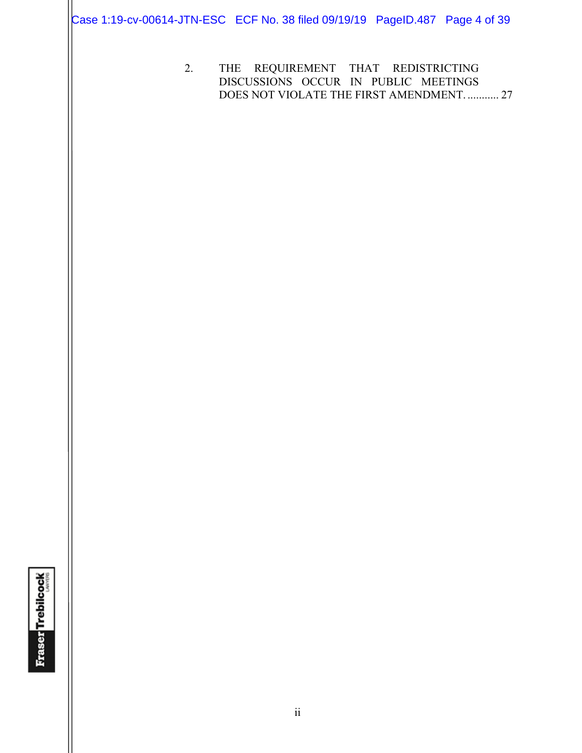2. THE REQUIREMENT THAT REDISTRICTING DISCUSSIONS OCCUR IN PUBLIC MEETINGS DOES NOT VIOLATE THE FIRST AMENDMENT. ........... 27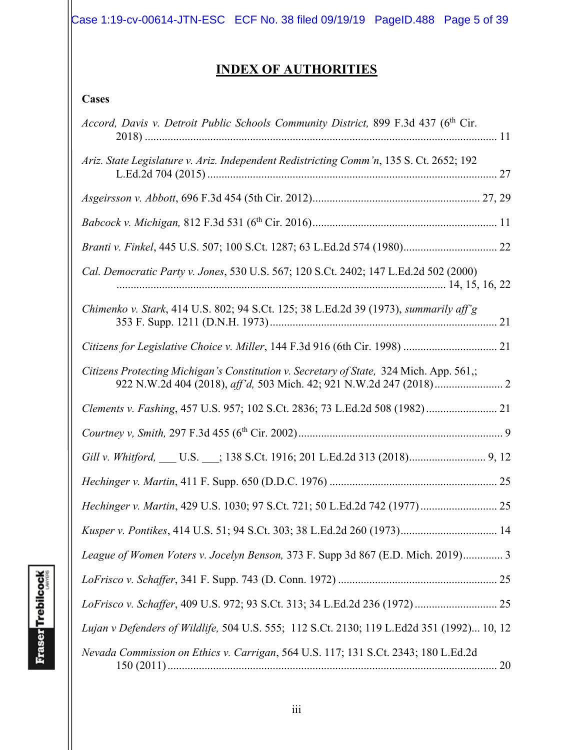# INDEX OF AUTHORITIES

**Cases**

*Accord, Davis v. Detroit Public Schools Community District,* 899 F.3d 437 (6th Cir. 2018) .......... 11

*Ariz. State Legislature v. Ariz. Independent Redistricting Comm'n*, 135 S. Ct. 2652; 192 L.Ed.2d 704 (2015) .......... 27

*Asgeirsson v. Abbott*, 696 F.3d 454 (5th Cir. 2012) .......... 27, 29

*Babcock v. Michigan,* 812 F.3d 531 (6th Cir. 2016) .......... 11

*Branti v. Finkel*, 445 U.S. 507; 100 S.Ct. 1287; 63 L.Ed.2d 574 (1980) .......... 22

*Cal. Democratic Party v. Jones*, 530 U.S. 567; 120 S.Ct. 2402; 147 L.Ed.2d 502 (2000) .......... 14, 15, 16, 22

*Chimenko v. Stark*, 414 U.S. 802; 94 S.Ct. 125; 38 L.Ed.2d 39 (1973), *summarily aff'g* 353 F. Supp. 1211 (D.N.H. 1973) .......... 21

*Citizens for Legislative Choice v. Miller*, 144 F.3d 916 (6th Cir. 1998) .......... 21

*Citizens Protecting Michigan's Constitution v. Secretary of State,* 324 Mich. App. 561,; 922 N.W.2d 404 (2018), *aff'd,* 503 Mich. 42; 921 N.W.2d 247 (2018) .......... 2

*Clements v. Fashing*, 457 U.S. 957; 102 S.Ct. 2836; 73 L.Ed.2d 508 (1982) .......... 21

*Courtney v, Smith,* 297 F.3d 455 (6th Cir. 2002) .......... 9

*Gill v. Whitford,* ___ U.S. ___; 138 S.Ct. 1916; 201 L.Ed.2d 313 (2018) .......... 9, 12

*Hechinger v. Martin*, 411 F. Supp. 650 (D.D.C. 1976) .......... 25

*Hechinger v. Martin*, 429 U.S. 1030; 97 S.Ct. 721; 50 L.Ed.2d 742 (1977) .......... 25

*Kusper v. Pontikes*, 414 U.S. 51; 94 S.Ct. 303; 38 L.Ed.2d 260 (1973) .......... 14

*League of Women Voters v. Jocelyn Benson,* 373 F. Supp 3d 867 (E.D. Mich. 2019) .......... 3

*LoFrisco v. Schaffer*, 341 F. Supp. 743 (D. Conn. 1972) .......... 25

*LoFrisco v. Schaffer*, 409 U.S. 972; 93 S.Ct. 313; 34 L.Ed.2d 236 (1972) .......... 25

*Lujan v Defenders of Wildlife,* 504 U.S. 555; 112 S.Ct. 2130; 119 L.Ed2d 351 (1992) ... 10, 12

*Nevada Commission on Ethics v. Carrigan*, 564 U.S. 117; 131 S.Ct. 2343; 180 L.Ed.2d 150 (2011) .......... 20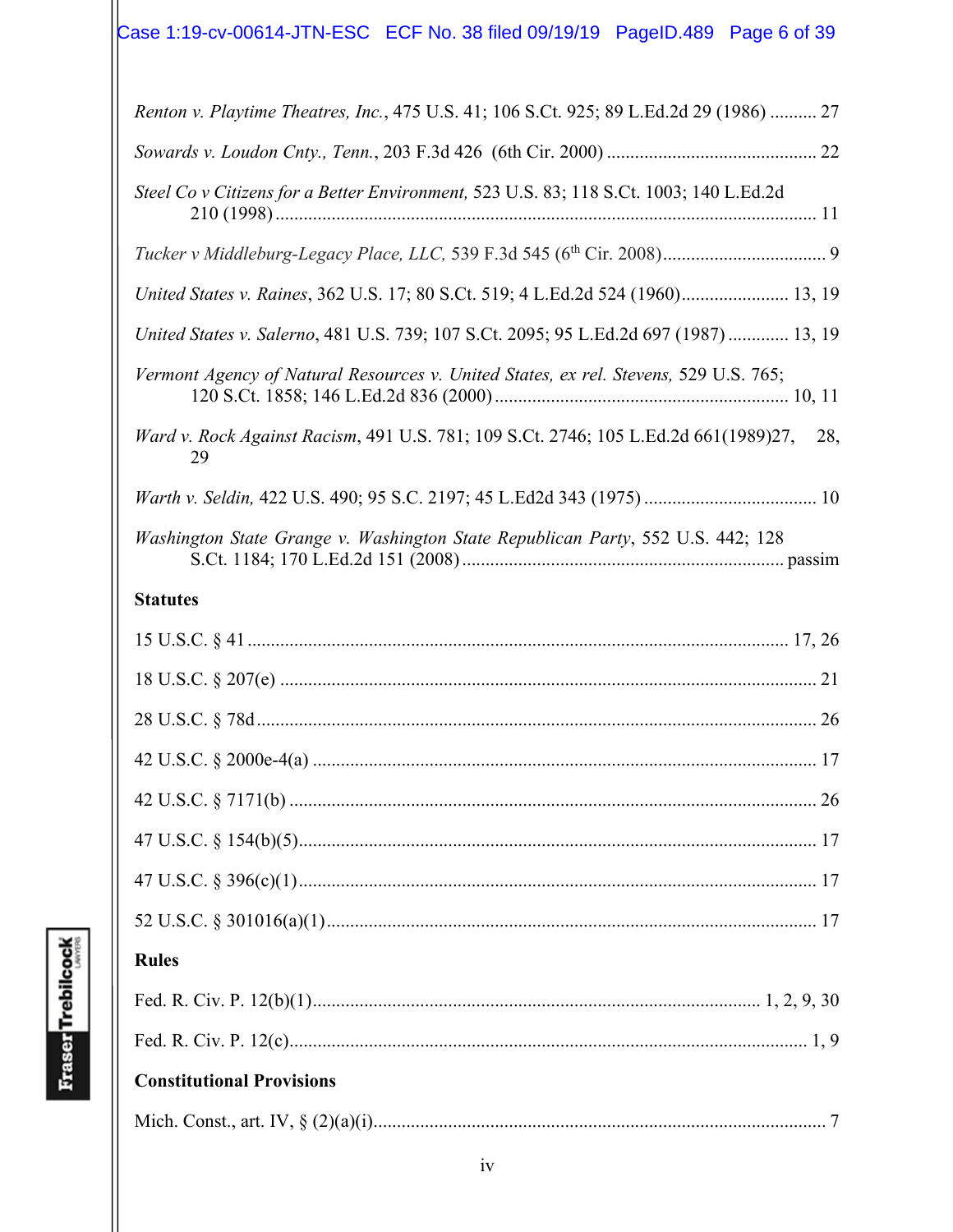*Renton v. Playtime Theatres, Inc.*, 475 U.S. 41; 106 S.Ct. 925; 89 L.Ed.2d 29 (1986) .......... 27

*Sowards v. Loudon Cnty., Tenn.*, 203 F.3d 426 (6th Cir. 2000) ............................................. 22

*Steel Co v Citizens for a Better Environment,* 523 U.S. 83; 118 S.Ct. 1003; 140 L.Ed.2d 210 (1998) ..................................................................................................................... 11

*Tucker v Middleburg-Legacy Place, LLC,* 539 F.3d 545 (6th Cir. 2008) ................................... 9

*United States v. Raines*, 362 U.S. 17; 80 S.Ct. 519; 4 L.Ed.2d 524 (1960) ....................... 13, 19

*United States v. Salerno*, 481 U.S. 739; 107 S.Ct. 2095; 95 L.Ed.2d 697 (1987) ............. 13, 19

*Vermont Agency of Natural Resources v. United States, ex rel. Stevens,* 529 U.S. 765; 120 S.Ct. 1858; 146 L.Ed.2d 836 (2000) ............................................................... 10, 11

*Ward v. Rock Against Racism*, 491 U.S. 781; 109 S.Ct. 2746; 105 L.Ed.2d 661(1989)27, 28, 29

*Warth v. Seldin,* 422 U.S. 490; 95 S.C. 2197; 45 L.Ed2d 343 (1975) ..................................... 10

*Washington State Grange v. Washington State Republican Party*, 552 U.S. 442; 128 S.Ct. 1184; 170 L.Ed.2d 151 (2008) ..................................................................... passim

**Statutes**

15 U.S.C. § 41 ................................................................................................................... 17, 26

18 U.S.C. § 207(e) .................................................................................................................. 21

28 U.S.C. § 78d ........................................................................................................................ 26

42 U.S.C. § 2000e-4(a) ............................................................................................................ 17

42 U.S.C. § 7171(b) ................................................................................................................. 26

47 U.S.C. § 154(b)(5) ............................................................................................................... 17

47 U.S.C. § 396(c)(1) ............................................................................................................... 17

52 U.S.C. § 301016(a)(1) ......................................................................................................... 17

**Rules**

Fed. R. Civ. P. 12(b)(1) ............................................................................................... 1, 2, 9, 30

Fed. R. Civ. P. 12(c) ............................................................................................................... 1, 9

**Constitutional Provisions**

Mich. Const., art. IV, § (2)(a)(i) ................................................................................................ 7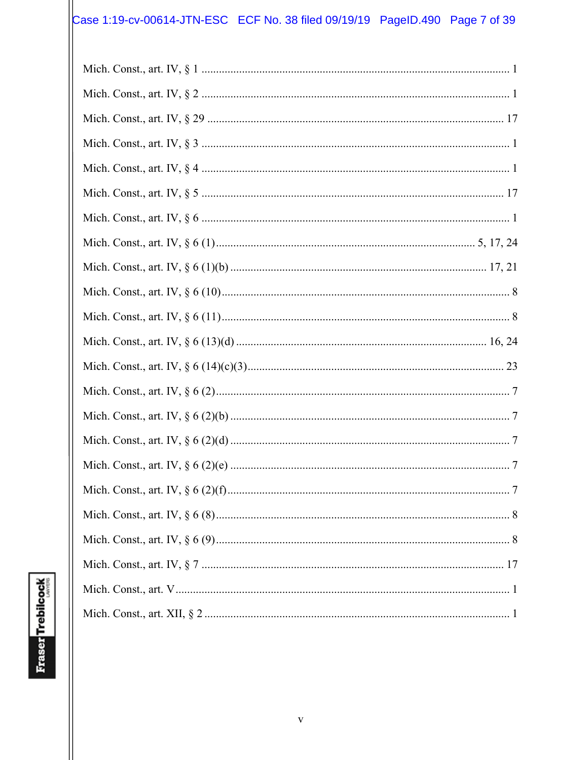Mich. Const., art. IV, § 1 .......................................................................................................... 1

Mich. Const., art. IV, § 2 .......................................................................................................... 1

Mich. Const., art. IV, § 29 ...................................................................................................... 17

Mich. Const., art. IV, § 3 .......................................................................................................... 1

Mich. Const., art. IV, § 4 .......................................................................................................... 1

Mich. Const., art. IV, § 5 ........................................................................................................ 17

Mich. Const., art. IV, § 6 .......................................................................................................... 1

Mich. Const., art. IV, § 6 (1)......................................................................................... 5, 17, 24

Mich. Const., art. IV, § 6 (1)(b) ......................................................................................... 17, 21

Mich. Const., art. IV, § 6 (10).................................................................................................... 8

Mich. Const., art. IV, § 6 (11).................................................................................................... 8

Mich. Const., art. IV, § 6 (13)(d) ...................................................................................... 16, 24

Mich. Const., art. IV, § 6 (14)(c)(3)......................................................................................... 23

Mich. Const., art. IV, § 6 (2)..................................................................................................... 7

Mich. Const., art. IV, § 6 (2)(b) ................................................................................................ 7

Mich. Const., art. IV, § 6 (2)(d) ................................................................................................ 7

Mich. Const., art. IV, § 6 (2)(e) ................................................................................................ 7

Mich. Const., art. IV, § 6 (2)(f)................................................................................................. 7

Mich. Const., art. IV, § 6 (8)...................................................................................................... 8

Mich. Const., art. IV, § 6 (9)...................................................................................................... 8

Mich. Const., art. IV, § 7 ........................................................................................................ 17

Mich. Const., art. V................................................................................................................... 1

Mich. Const., art. XII, § 2 ......................................................................................................... 1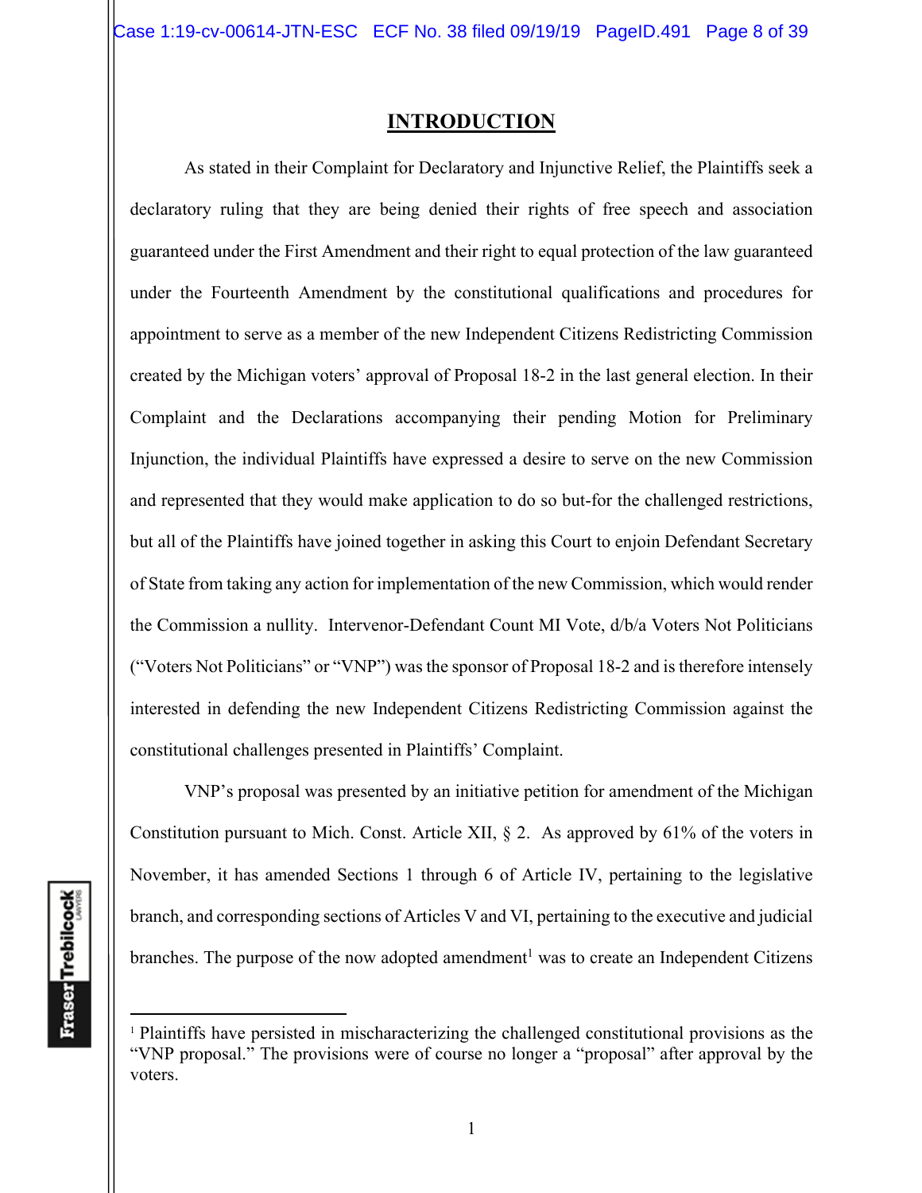# INTRODUCTION

As stated in their Complaint for Declaratory and Injunctive Relief, the Plaintiffs seek a declaratory ruling that they are being denied their rights of free speech and association guaranteed under the First Amendment and their right to equal protection of the law guaranteed under the Fourteenth Amendment by the constitutional qualifications and procedures for appointment to serve as a member of the new Independent Citizens Redistricting Commission created by the Michigan voters' approval of Proposal 18-2 in the last general election. In their Complaint and the Declarations accompanying their pending Motion for Preliminary Injunction, the individual Plaintiffs have expressed a desire to serve on the new Commission and represented that they would make application to do so but-for the challenged restrictions, but all of the Plaintiffs have joined together in asking this Court to enjoin Defendant Secretary of State from taking any action for implementation of the new Commission, which would render the Commission a nullity. Intervenor-Defendant Count MI Vote, d/b/a Voters Not Politicians ("Voters Not Politicians" or "VNP") was the sponsor of Proposal 18-2 and is therefore intensely interested in defending the new Independent Citizens Redistricting Commission against the constitutional challenges presented in Plaintiffs' Complaint.

VNP's proposal was presented by an initiative petition for amendment of the Michigan Constitution pursuant to Mich. Const. Article XII, § 2. As approved by 61% of the voters in November, it has amended Sections 1 through 6 of Article IV, pertaining to the legislative branch, and corresponding sections of Articles V and VI, pertaining to the executive and judicial branches. The purpose of the now adopted amendment[1] was to create an Independent Citizens

[1] Plaintiffs have persisted in mischaracterizing the challenged constitutional provisions as the "VNP proposal." The provisions were of course no longer a "proposal" after approval by the voters.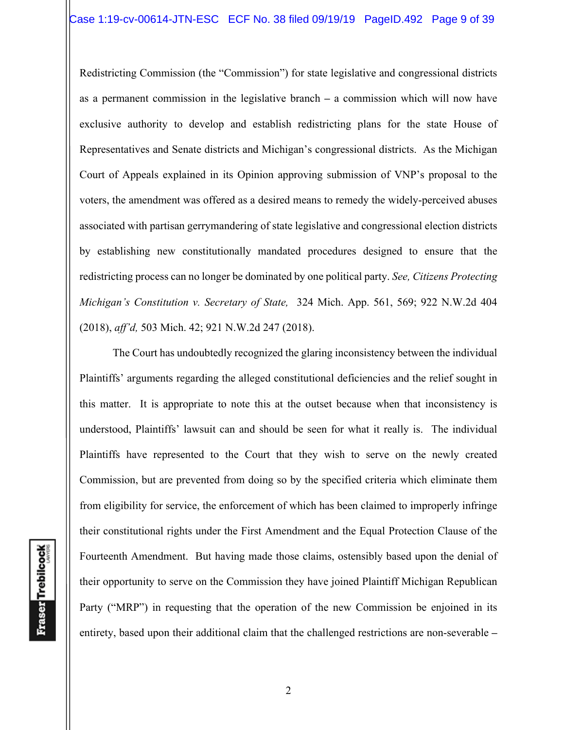Redistricting Commission (the "Commission") for state legislative and congressional districts as a permanent commission in the legislative branch – a commission which will now have exclusive authority to develop and establish redistricting plans for the state House of Representatives and Senate districts and Michigan's congressional districts. As the Michigan Court of Appeals explained in its Opinion approving submission of VNP's proposal to the voters, the amendment was offered as a desired means to remedy the widely-perceived abuses associated with partisan gerrymandering of state legislative and congressional election districts by establishing new constitutionally mandated procedures designed to ensure that the redistricting process can no longer be dominated by one political party. *See, Citizens Protecting Michigan's Constitution v. Secretary of State,* 324 Mich. App. 561, 569; 922 N.W.2d 404 (2018), *aff'd,* 503 Mich. 42; 921 N.W.2d 247 (2018).

The Court has undoubtedly recognized the glaring inconsistency between the individual Plaintiffs' arguments regarding the alleged constitutional deficiencies and the relief sought in this matter. It is appropriate to note this at the outset because when that inconsistency is understood, Plaintiffs' lawsuit can and should be seen for what it really is. The individual Plaintiffs have represented to the Court that they wish to serve on the newly created Commission, but are prevented from doing so by the specified criteria which eliminate them from eligibility for service, the enforcement of which has been claimed to improperly infringe their constitutional rights under the First Amendment and the Equal Protection Clause of the Fourteenth Amendment. But having made those claims, ostensibly based upon the denial of their opportunity to serve on the Commission they have joined Plaintiff Michigan Republican Party ("MRP") in requesting that the operation of the new Commission be enjoined in its entirety, based upon their additional claim that the challenged restrictions are non-severable –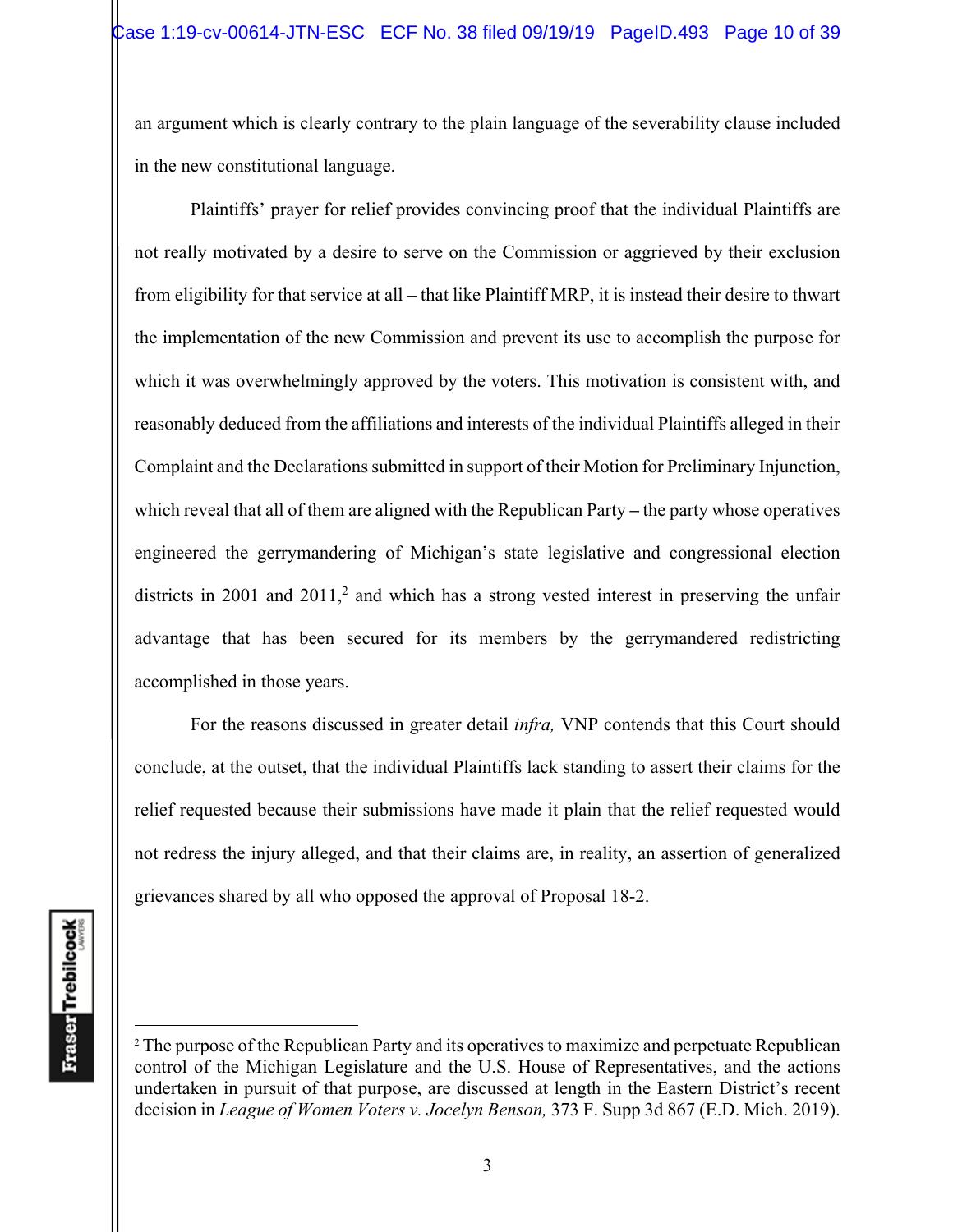an argument which is clearly contrary to the plain language of the severability clause included in the new constitutional language.

Plaintiffs' prayer for relief provides convincing proof that the individual Plaintiffs are not really motivated by a desire to serve on the Commission or aggrieved by their exclusion from eligibility for that service at all – that like Plaintiff MRP, it is instead their desire to thwart the implementation of the new Commission and prevent its use to accomplish the purpose for which it was overwhelmingly approved by the voters. This motivation is consistent with, and reasonably deduced from the affiliations and interests of the individual Plaintiffs alleged in their Complaint and the Declarations submitted in support of their Motion for Preliminary Injunction, which reveal that all of them are aligned with the Republican Party – the party whose operatives engineered the gerrymandering of Michigan's state legislative and congressional election districts in 2001 and 2011,[2] and which has a strong vested interest in preserving the unfair advantage that has been secured for its members by the gerrymandered redistricting accomplished in those years.

For the reasons discussed in greater detail *infra,* VNP contends that this Court should conclude, at the outset, that the individual Plaintiffs lack standing to assert their claims for the relief requested because their submissions have made it plain that the relief requested would not redress the injury alleged, and that their claims are, in reality, an assertion of generalized grievances shared by all who opposed the approval of Proposal 18-2.

---

[2] The purpose of the Republican Party and its operatives to maximize and perpetuate Republican control of the Michigan Legislature and the U.S. House of Representatives, and the actions undertaken in pursuit of that purpose, are discussed at length in the Eastern District's recent decision in *League of Women Voters v. Jocelyn Benson,* 373 F. Supp 3d 867 (E.D. Mich. 2019).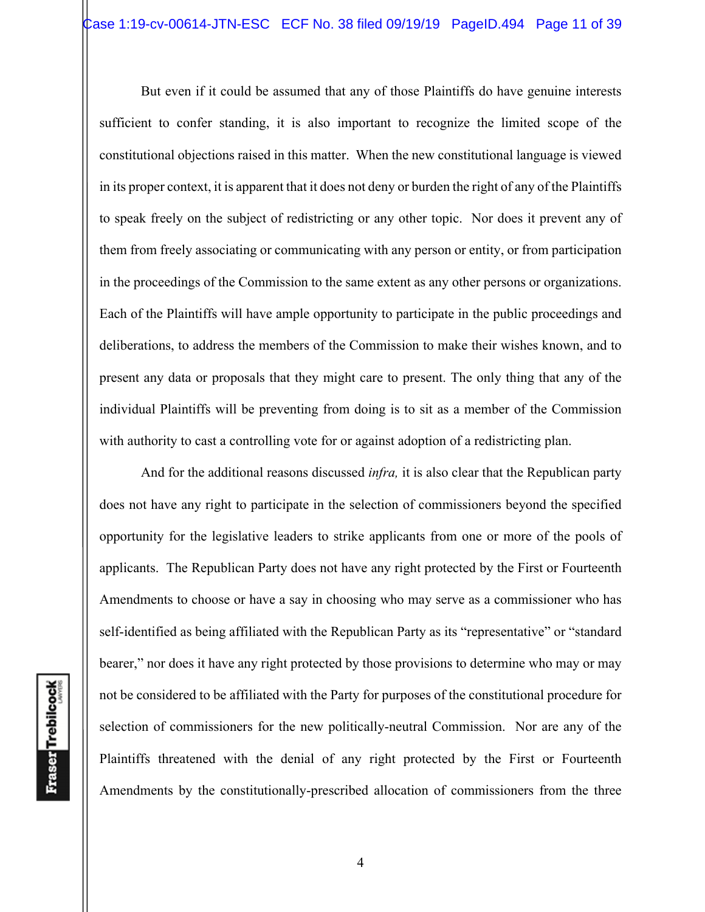But even if it could be assumed that any of those Plaintiffs do have genuine interests sufficient to confer standing, it is also important to recognize the limited scope of the constitutional objections raised in this matter. When the new constitutional language is viewed in its proper context, it is apparent that it does not deny or burden the right of any of the Plaintiffs to speak freely on the subject of redistricting or any other topic. Nor does it prevent any of them from freely associating or communicating with any person or entity, or from participation in the proceedings of the Commission to the same extent as any other persons or organizations. Each of the Plaintiffs will have ample opportunity to participate in the public proceedings and deliberations, to address the members of the Commission to make their wishes known, and to present any data or proposals that they might care to present. The only thing that any of the individual Plaintiffs will be preventing from doing is to sit as a member of the Commission with authority to cast a controlling vote for or against adoption of a redistricting plan.

And for the additional reasons discussed *infra,* it is also clear that the Republican party does not have any right to participate in the selection of commissioners beyond the specified opportunity for the legislative leaders to strike applicants from one or more of the pools of applicants. The Republican Party does not have any right protected by the First or Fourteenth Amendments to choose or have a say in choosing who may serve as a commissioner who has self-identified as being affiliated with the Republican Party as its "representative" or "standard bearer," nor does it have any right protected by those provisions to determine who may or may not be considered to be affiliated with the Party for purposes of the constitutional procedure for selection of commissioners for the new politically-neutral Commission. Nor are any of the Plaintiffs threatened with the denial of any right protected by the First or Fourteenth Amendments by the constitutionally-prescribed allocation of commissioners from the three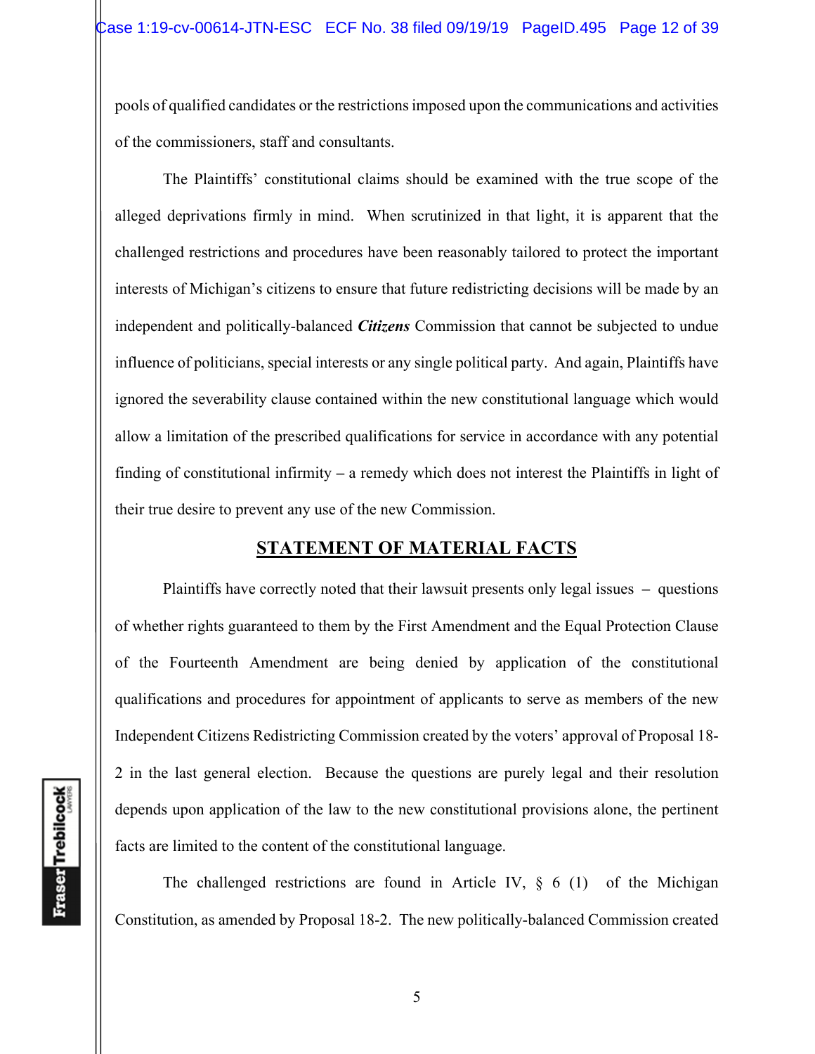pools of qualified candidates or the restrictions imposed upon the communications and activities of the commissioners, staff and consultants.

The Plaintiffs' constitutional claims should be examined with the true scope of the alleged deprivations firmly in mind. When scrutinized in that light, it is apparent that the challenged restrictions and procedures have been reasonably tailored to protect the important interests of Michigan's citizens to ensure that future redistricting decisions will be made by an independent and politically-balanced ***Citizens*** Commission that cannot be subjected to undue influence of politicians, special interests or any single political party. And again, Plaintiffs have ignored the severability clause contained within the new constitutional language which would allow a limitation of the prescribed qualifications for service in accordance with any potential finding of constitutional infirmity – a remedy which does not interest the Plaintiffs in light of their true desire to prevent any use of the new Commission.

## STATEMENT OF MATERIAL FACTS

Plaintiffs have correctly noted that their lawsuit presents only legal issues – questions of whether rights guaranteed to them by the First Amendment and the Equal Protection Clause of the Fourteenth Amendment are being denied by application of the constitutional qualifications and procedures for appointment of applicants to serve as members of the new Independent Citizens Redistricting Commission created by the voters' approval of Proposal 18-2 in the last general election. Because the questions are purely legal and their resolution depends upon application of the law to the new constitutional provisions alone, the pertinent facts are limited to the content of the constitutional language.

The challenged restrictions are found in Article IV, § 6 (1) of the Michigan Constitution, as amended by Proposal 18-2. The new politically-balanced Commission created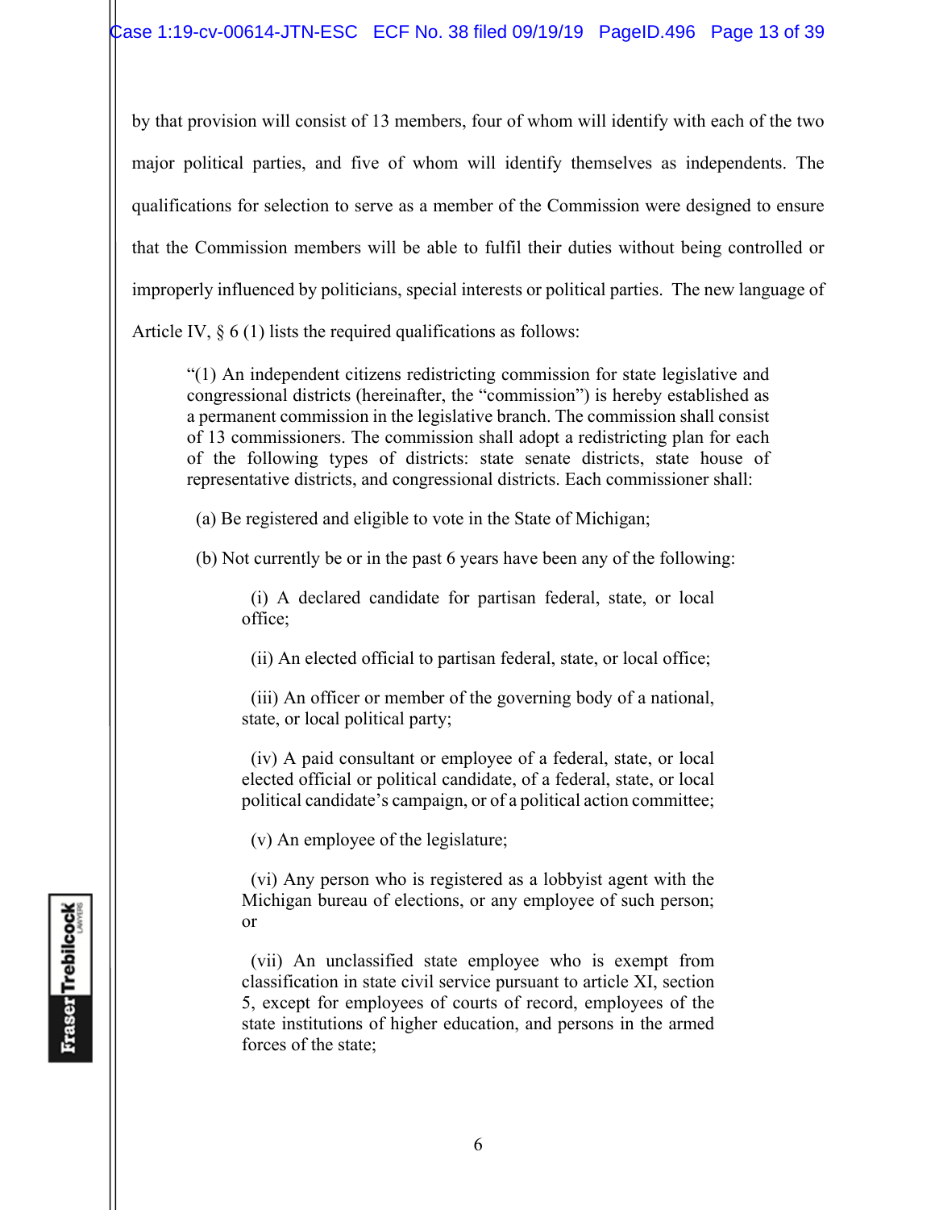by that provision will consist of 13 members, four of whom will identify with each of the two major political parties, and five of whom will identify themselves as independents. The qualifications for selection to serve as a member of the Commission were designed to ensure that the Commission members will be able to fulfil their duties without being controlled or improperly influenced by politicians, special interests or political parties. The new language of Article IV, § 6 (1) lists the required qualifications as follows:

> "(1) An independent citizens redistricting commission for state legislative and congressional districts (hereinafter, the "commission") is hereby established as a permanent commission in the legislative branch. The commission shall consist of 13 commissioners. The commission shall adopt a redistricting plan for each of the following types of districts: state senate districts, state house of representative districts, and congressional districts. Each commissioner shall:
>
> (a) Be registered and eligible to vote in the State of Michigan;
>
> (b) Not currently be or in the past 6 years have been any of the following:
>
> (i) A declared candidate for partisan federal, state, or local office;
>
> (ii) An elected official to partisan federal, state, or local office;
>
> (iii) An officer or member of the governing body of a national, state, or local political party;
>
> (iv) A paid consultant or employee of a federal, state, or local elected official or political candidate, of a federal, state, or local political candidate's campaign, or of a political action committee;
>
> (v) An employee of the legislature;
>
> (vi) Any person who is registered as a lobbyist agent with the Michigan bureau of elections, or any employee of such person; or
>
> (vii) An unclassified state employee who is exempt from classification in state civil service pursuant to article XI, section 5, except for employees of courts of record, employees of the state institutions of higher education, and persons in the armed forces of the state;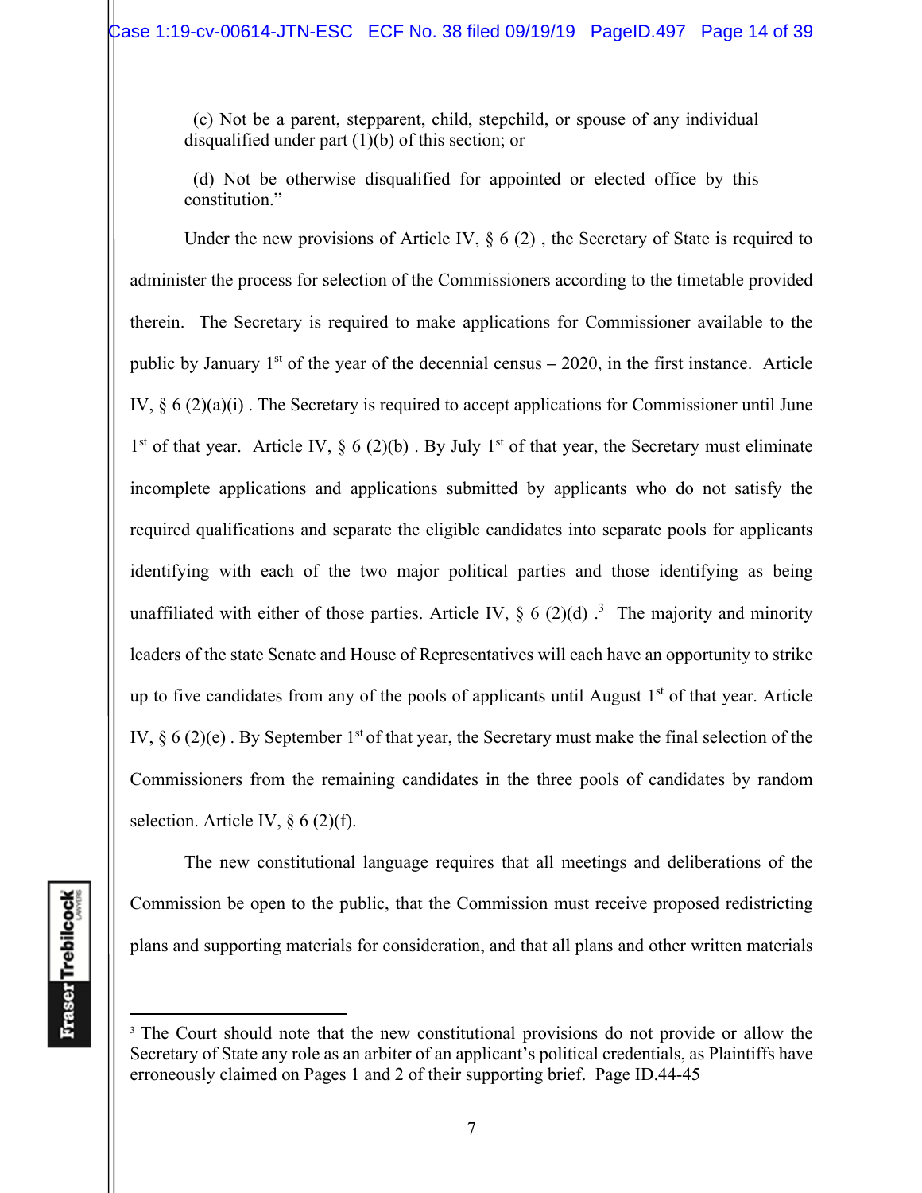(c) Not be a parent, stepparent, child, stepchild, or spouse of any individual disqualified under part (1)(b) of this section; or

(d) Not be otherwise disqualified for appointed or elected office by this constitution."

Under the new provisions of Article IV, § 6 (2) , the Secretary of State is required to administer the process for selection of the Commissioners according to the timetable provided therein. The Secretary is required to make applications for Commissioner available to the public by January 1st of the year of the decennial census – 2020, in the first instance. Article IV, § 6 (2)(a)(i) . The Secretary is required to accept applications for Commissioner until June 1st of that year. Article IV, § 6 (2)(b) . By July 1st of that year, the Secretary must eliminate incomplete applications and applications submitted by applicants who do not satisfy the required qualifications and separate the eligible candidates into separate pools for applicants identifying with each of the two major political parties and those identifying as being unaffiliated with either of those parties. Article IV, § 6 (2)(d) .[3] The majority and minority leaders of the state Senate and House of Representatives will each have an opportunity to strike up to five candidates from any of the pools of applicants until August 1st of that year. Article IV, § 6 (2)(e) . By September 1st of that year, the Secretary must make the final selection of the Commissioners from the remaining candidates in the three pools of candidates by random selection. Article IV, § 6 (2)(f).

The new constitutional language requires that all meetings and deliberations of the Commission be open to the public, that the Commission must receive proposed redistricting plans and supporting materials for consideration, and that all plans and other written materials

[3] The Court should note that the new constitutional provisions do not provide or allow the Secretary of State any role as an arbiter of an applicant's political credentials, as Plaintiffs have erroneously claimed on Pages 1 and 2 of their supporting brief. Page ID.44-45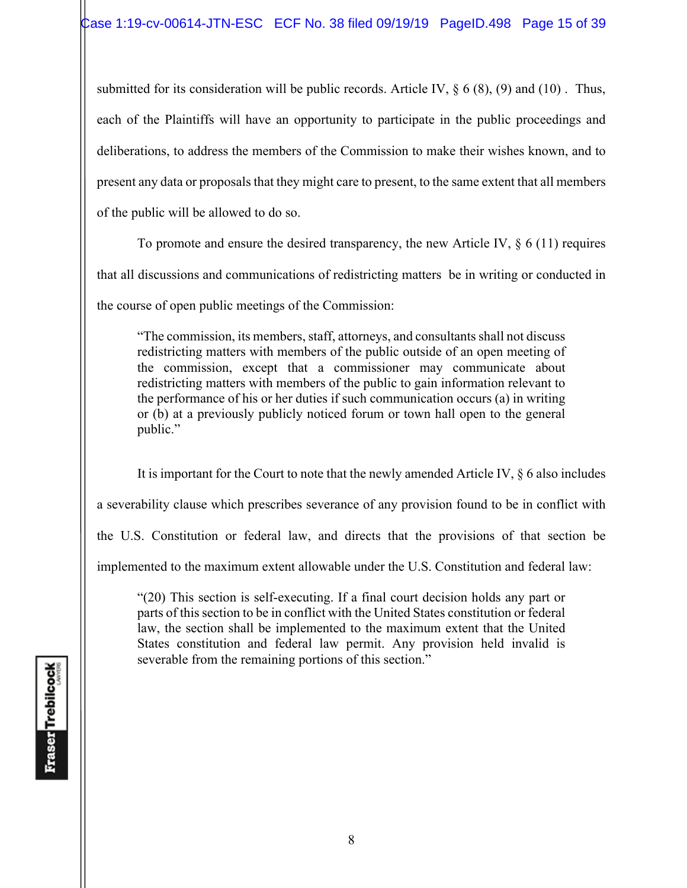submitted for its consideration will be public records. Article IV, § 6 (8), (9) and (10) . Thus, each of the Plaintiffs will have an opportunity to participate in the public proceedings and deliberations, to address the members of the Commission to make their wishes known, and to present any data or proposals that they might care to present, to the same extent that all members of the public will be allowed to do so.

To promote and ensure the desired transparency, the new Article IV, § 6 (11) requires that all discussions and communications of redistricting matters be in writing or conducted in the course of open public meetings of the Commission:

> "The commission, its members, staff, attorneys, and consultants shall not discuss redistricting matters with members of the public outside of an open meeting of the commission, except that a commissioner may communicate about redistricting matters with members of the public to gain information relevant to the performance of his or her duties if such communication occurs (a) in writing or (b) at a previously publicly noticed forum or town hall open to the general public."

It is important for the Court to note that the newly amended Article IV, § 6 also includes a severability clause which prescribes severance of any provision found to be in conflict with the U.S. Constitution or federal law, and directs that the provisions of that section be implemented to the maximum extent allowable under the U.S. Constitution and federal law:

> "(20) This section is self-executing. If a final court decision holds any part or parts of this section to be in conflict with the United States constitution or federal law, the section shall be implemented to the maximum extent that the United States constitution and federal law permit. Any provision held invalid is severable from the remaining portions of this section."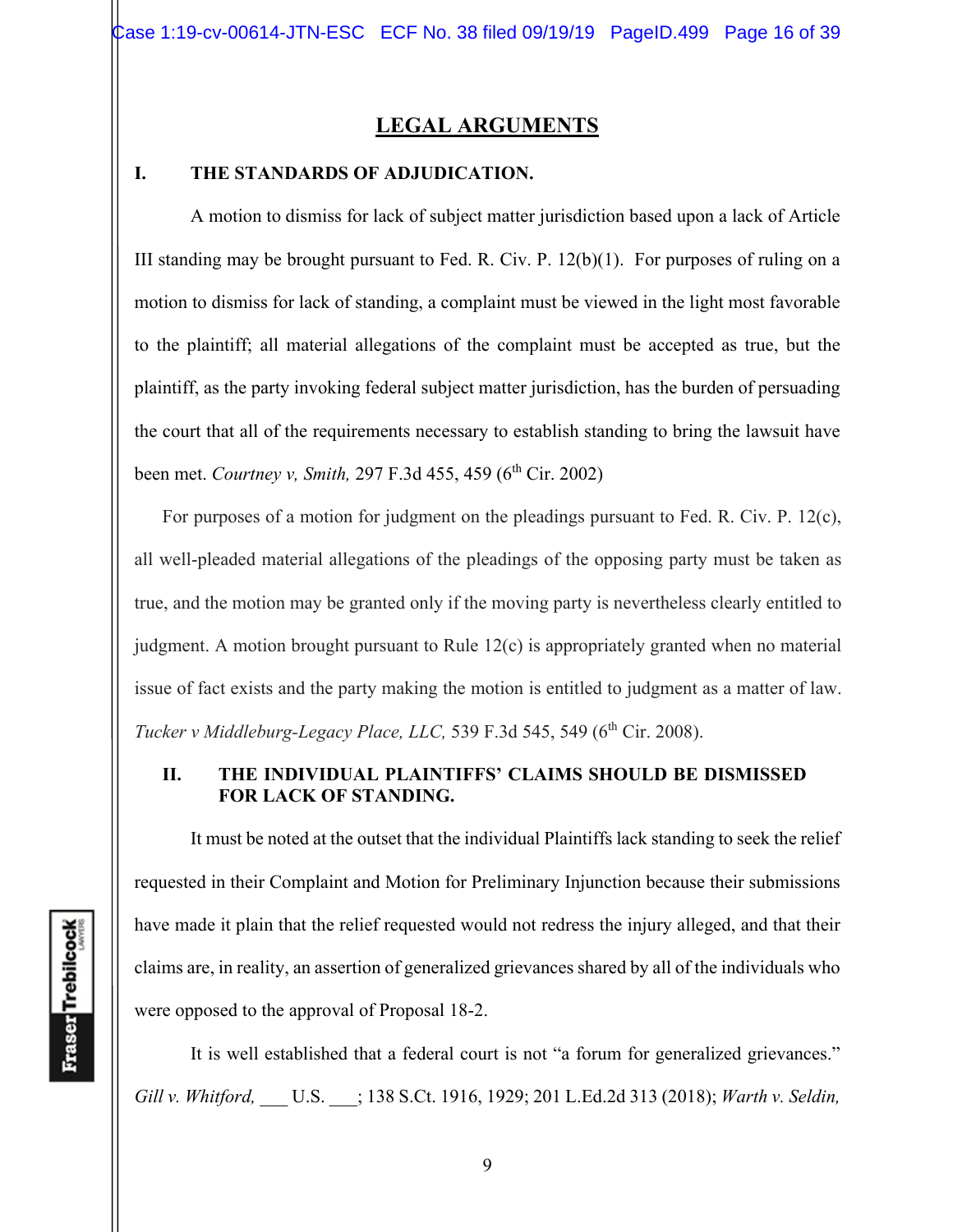## LEGAL ARGUMENTS

### I. THE STANDARDS OF ADJUDICATION.

A motion to dismiss for lack of subject matter jurisdiction based upon a lack of Article III standing may be brought pursuant to Fed. R. Civ. P. 12(b)(1). For purposes of ruling on a motion to dismiss for lack of standing, a complaint must be viewed in the light most favorable to the plaintiff; all material allegations of the complaint must be accepted as true, but the plaintiff, as the party invoking federal subject matter jurisdiction, has the burden of persuading the court that all of the requirements necessary to establish standing to bring the lawsuit have been met. *Courtney v, Smith,* 297 F.3d 455, 459 (6th Cir. 2002)

For purposes of a motion for judgment on the pleadings pursuant to Fed. R. Civ. P. 12(c), all well-pleaded material allegations of the pleadings of the opposing party must be taken as true, and the motion may be granted only if the moving party is nevertheless clearly entitled to judgment. A motion brought pursuant to Rule 12(c) is appropriately granted when no material issue of fact exists and the party making the motion is entitled to judgment as a matter of law. *Tucker v Middleburg-Legacy Place, LLC,* 539 F.3d 545, 549 (6th Cir. 2008).

### II. THE INDIVIDUAL PLAINTIFFS' CLAIMS SHOULD BE DISMISSED FOR LACK OF STANDING.

It must be noted at the outset that the individual Plaintiffs lack standing to seek the relief requested in their Complaint and Motion for Preliminary Injunction because their submissions have made it plain that the relief requested would not redress the injury alleged, and that their claims are, in reality, an assertion of generalized grievances shared by all of the individuals who were opposed to the approval of Proposal 18-2.

It is well established that a federal court is not "a forum for generalized grievances." *Gill v. Whitford,* ___ U.S. ___; 138 S.Ct. 1916, 1929; 201 L.Ed.2d 313 (2018); *Warth v. Seldin,*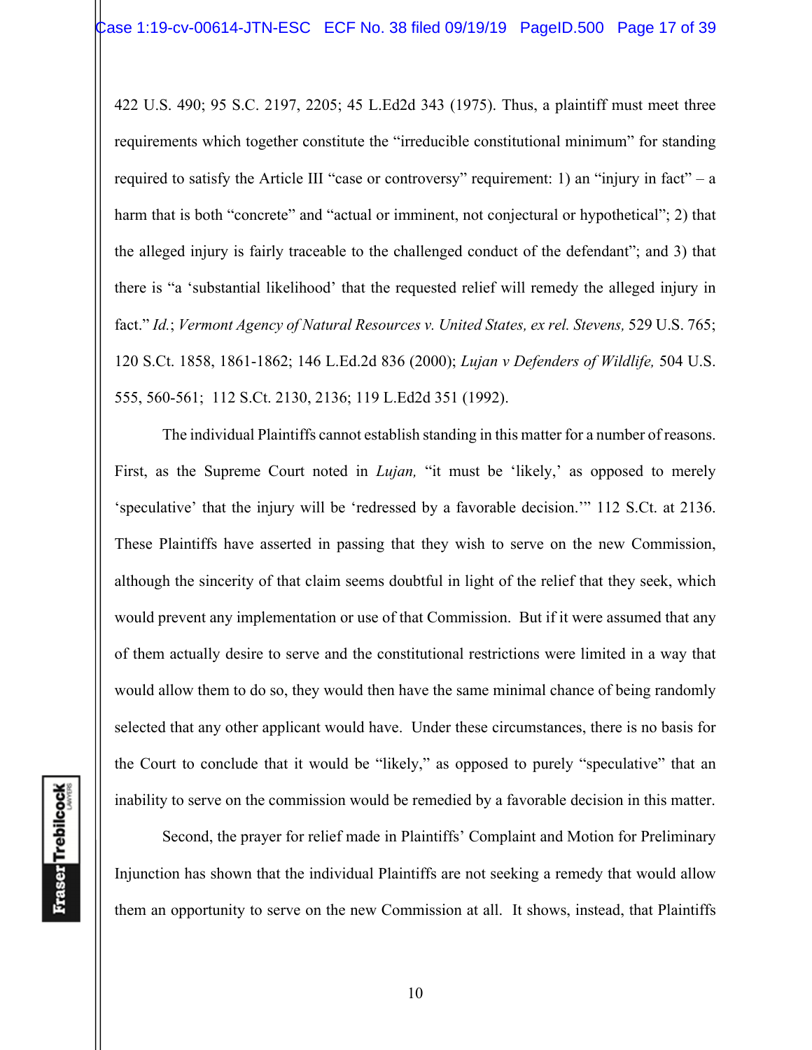422 U.S. 490; 95 S.C. 2197, 2205; 45 L.Ed2d 343 (1975). Thus, a plaintiff must meet three requirements which together constitute the "irreducible constitutional minimum" for standing required to satisfy the Article III "case or controversy" requirement: 1) an "injury in fact" – a harm that is both "concrete" and "actual or imminent, not conjectural or hypothetical"; 2) that the alleged injury is fairly traceable to the challenged conduct of the defendant"; and 3) that there is "a 'substantial likelihood' that the requested relief will remedy the alleged injury in fact." *Id.*; *Vermont Agency of Natural Resources v. United States, ex rel. Stevens,* 529 U.S. 765; 120 S.Ct. 1858, 1861-1862; 146 L.Ed.2d 836 (2000); *Lujan v Defenders of Wildlife,* 504 U.S. 555, 560-561; 112 S.Ct. 2130, 2136; 119 L.Ed2d 351 (1992).

The individual Plaintiffs cannot establish standing in this matter for a number of reasons. First, as the Supreme Court noted in *Lujan,* "it must be 'likely,' as opposed to merely 'speculative' that the injury will be 'redressed by a favorable decision.'" 112 S.Ct. at 2136. These Plaintiffs have asserted in passing that they wish to serve on the new Commission, although the sincerity of that claim seems doubtful in light of the relief that they seek, which would prevent any implementation or use of that Commission. But if it were assumed that any of them actually desire to serve and the constitutional restrictions were limited in a way that would allow them to do so, they would then have the same minimal chance of being randomly selected that any other applicant would have. Under these circumstances, there is no basis for the Court to conclude that it would be "likely," as opposed to purely "speculative" that an inability to serve on the commission would be remedied by a favorable decision in this matter.

Second, the prayer for relief made in Plaintiffs' Complaint and Motion for Preliminary Injunction has shown that the individual Plaintiffs are not seeking a remedy that would allow them an opportunity to serve on the new Commission at all. It shows, instead, that Plaintiffs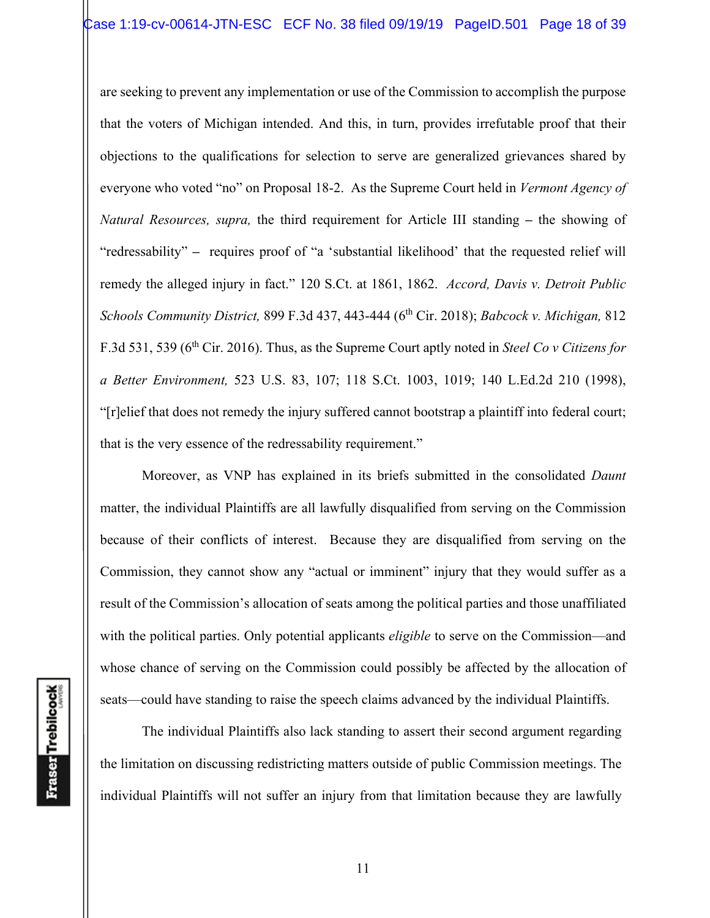are seeking to prevent any implementation or use of the Commission to accomplish the purpose that the voters of Michigan intended. And this, in turn, provides irrefutable proof that their objections to the qualifications for selection to serve are generalized grievances shared by everyone who voted "no" on Proposal 18-2. As the Supreme Court held in *Vermont Agency of Natural Resources, supra,* the third requirement for Article III standing – the showing of "redressability" – requires proof of "a 'substantial likelihood' that the requested relief will remedy the alleged injury in fact." 120 S.Ct. at 1861, 1862. *Accord, Davis v. Detroit Public Schools Community District,* 899 F.3d 437, 443-444 (6th Cir. 2018); *Babcock v. Michigan,* 812 F.3d 531, 539 (6th Cir. 2016). Thus, as the Supreme Court aptly noted in *Steel Co v Citizens for a Better Environment,* 523 U.S. 83, 107; 118 S.Ct. 1003, 1019; 140 L.Ed.2d 210 (1998), "[r]elief that does not remedy the injury suffered cannot bootstrap a plaintiff into federal court; that is the very essence of the redressability requirement."

Moreover, as VNP has explained in its briefs submitted in the consolidated *Daunt* matter, the individual Plaintiffs are all lawfully disqualified from serving on the Commission because of their conflicts of interest. Because they are disqualified from serving on the Commission, they cannot show any "actual or imminent" injury that they would suffer as a result of the Commission's allocation of seats among the political parties and those unaffiliated with the political parties. Only potential applicants *eligible* to serve on the Commission—and whose chance of serving on the Commission could possibly be affected by the allocation of seats—could have standing to raise the speech claims advanced by the individual Plaintiffs.

The individual Plaintiffs also lack standing to assert their second argument regarding the limitation on discussing redistricting matters outside of public Commission meetings. The individual Plaintiffs will not suffer an injury from that limitation because they are lawfully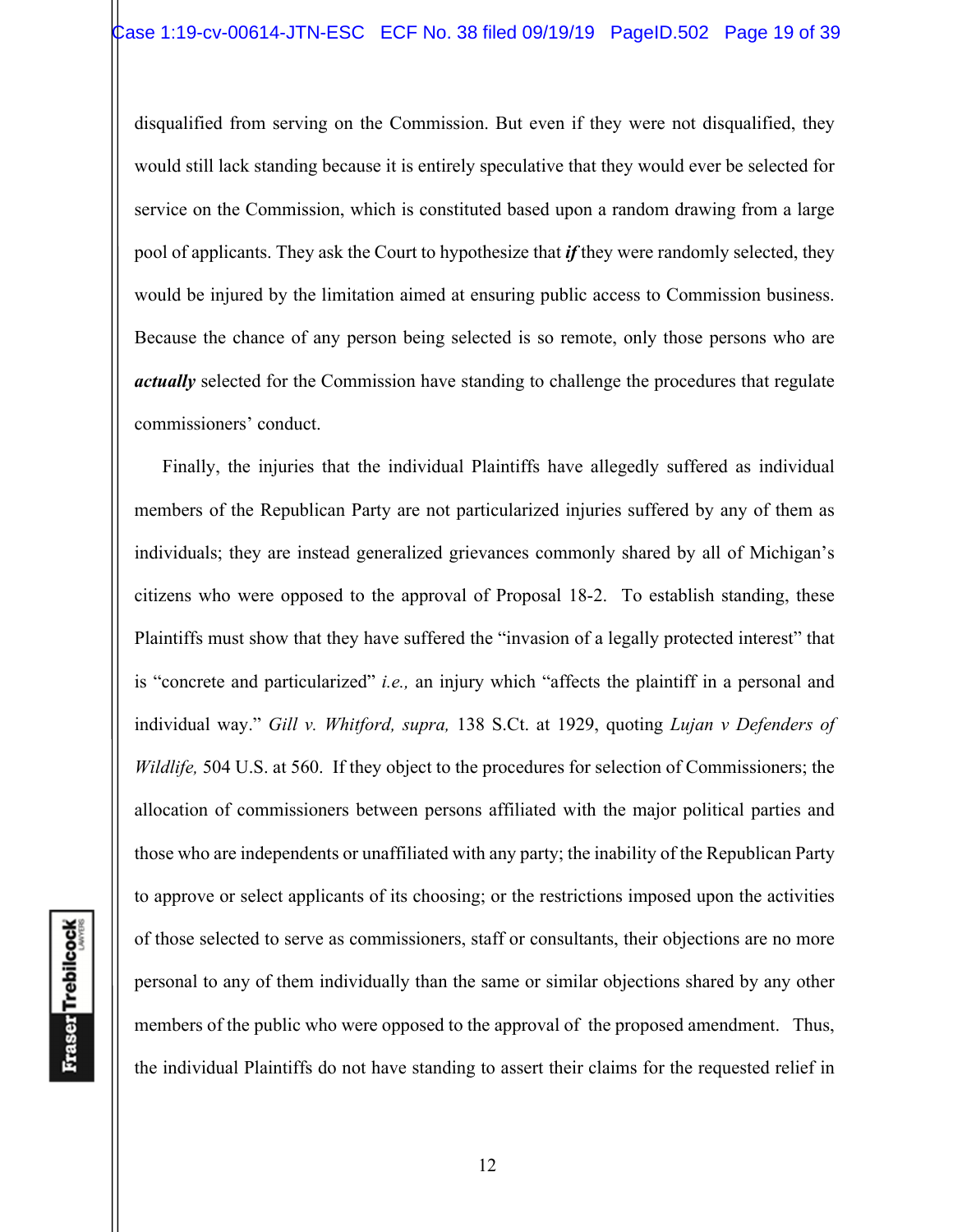disqualified from serving on the Commission. But even if they were not disqualified, they would still lack standing because it is entirely speculative that they would ever be selected for service on the Commission, which is constituted based upon a random drawing from a large pool of applicants. They ask the Court to hypothesize that ***if*** they were randomly selected, they would be injured by the limitation aimed at ensuring public access to Commission business. Because the chance of any person being selected is so remote, only those persons who are ***actually*** selected for the Commission have standing to challenge the procedures that regulate commissioners' conduct.

Finally, the injuries that the individual Plaintiffs have allegedly suffered as individual members of the Republican Party are not particularized injuries suffered by any of them as individuals; they are instead generalized grievances commonly shared by all of Michigan's citizens who were opposed to the approval of Proposal 18-2. To establish standing, these Plaintiffs must show that they have suffered the "invasion of a legally protected interest" that is "concrete and particularized" *i.e.,* an injury which "affects the plaintiff in a personal and individual way." *Gill v. Whitford, supra,* 138 S.Ct. at 1929, quoting *Lujan v Defenders of Wildlife,* 504 U.S. at 560. If they object to the procedures for selection of Commissioners; the allocation of commissioners between persons affiliated with the major political parties and those who are independents or unaffiliated with any party; the inability of the Republican Party to approve or select applicants of its choosing; or the restrictions imposed upon the activities of those selected to serve as commissioners, staff or consultants, their objections are no more personal to any of them individually than the same or similar objections shared by any other members of the public who were opposed to the approval of the proposed amendment. Thus, the individual Plaintiffs do not have standing to assert their claims for the requested relief in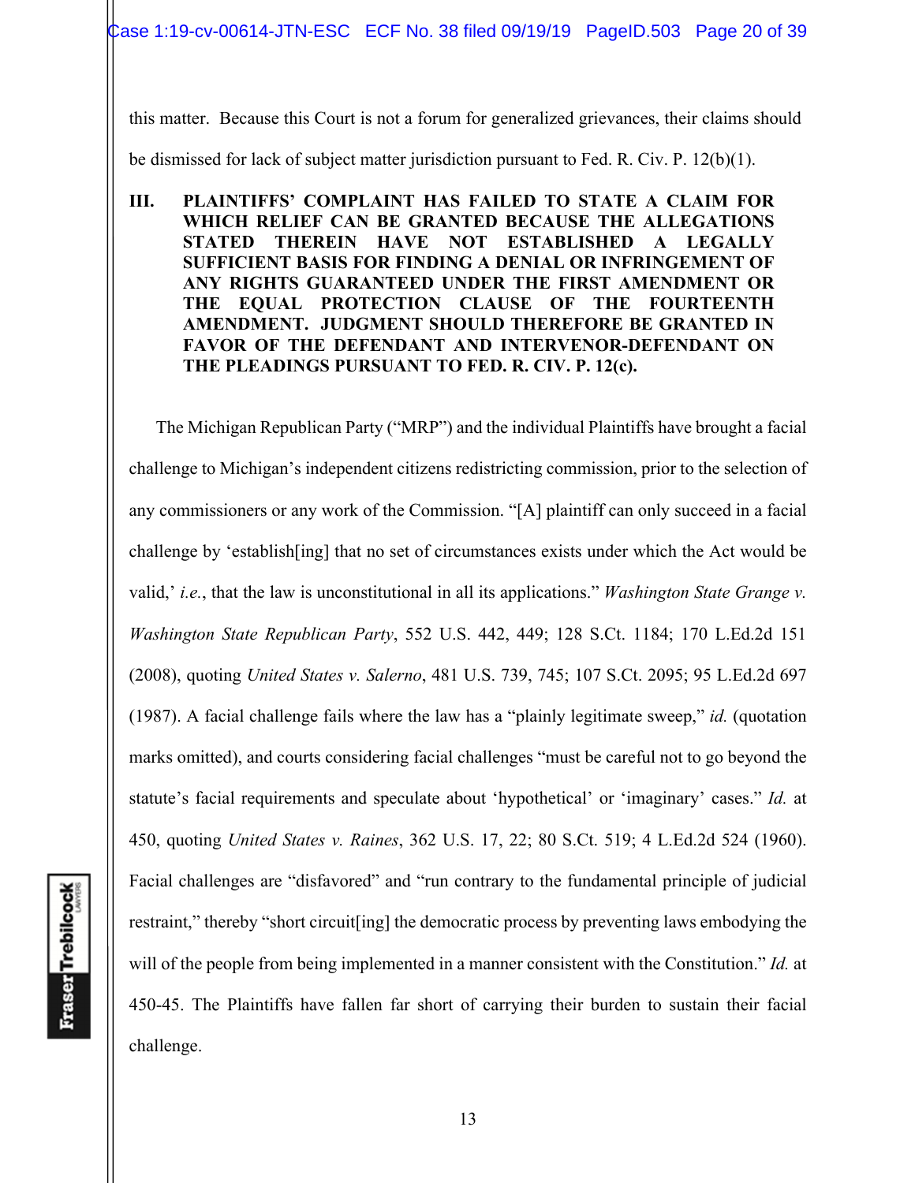this matter. Because this Court is not a forum for generalized grievances, their claims should be dismissed for lack of subject matter jurisdiction pursuant to Fed. R. Civ. P. 12(b)(1).

## III. PLAINTIFFS' COMPLAINT HAS FAILED TO STATE A CLAIM FOR WHICH RELIEF CAN BE GRANTED BECAUSE THE ALLEGATIONS STATED THEREIN HAVE NOT ESTABLISHED A LEGALLY SUFFICIENT BASIS FOR FINDING A DENIAL OR INFRINGEMENT OF ANY RIGHTS GUARANTEED UNDER THE FIRST AMENDMENT OR THE EQUAL PROTECTION CLAUSE OF THE FOURTEENTH AMENDMENT. JUDGMENT SHOULD THEREFORE BE GRANTED IN FAVOR OF THE DEFENDANT AND INTERVENOR-DEFENDANT ON THE PLEADINGS PURSUANT TO FED. R. CIV. P. 12(c).

The Michigan Republican Party ("MRP") and the individual Plaintiffs have brought a facial challenge to Michigan's independent citizens redistricting commission, prior to the selection of any commissioners or any work of the Commission. "[A] plaintiff can only succeed in a facial challenge by 'establish[ing] that no set of circumstances exists under which the Act would be valid,' *i.e.*, that the law is unconstitutional in all its applications." *Washington State Grange v. Washington State Republican Party*, 552 U.S. 442, 449; 128 S.Ct. 1184; 170 L.Ed.2d 151 (2008), quoting *United States v. Salerno*, 481 U.S. 739, 745; 107 S.Ct. 2095; 95 L.Ed.2d 697 (1987). A facial challenge fails where the law has a "plainly legitimate sweep," *id.* (quotation marks omitted), and courts considering facial challenges "must be careful not to go beyond the statute's facial requirements and speculate about 'hypothetical' or 'imaginary' cases." *Id.* at 450, quoting *United States v. Raines*, 362 U.S. 17, 22; 80 S.Ct. 519; 4 L.Ed.2d 524 (1960). Facial challenges are "disfavored" and "run contrary to the fundamental principle of judicial restraint," thereby "short circuit[ing] the democratic process by preventing laws embodying the will of the people from being implemented in a manner consistent with the Constitution." *Id.* at 450-45. The Plaintiffs have fallen far short of carrying their burden to sustain their facial challenge.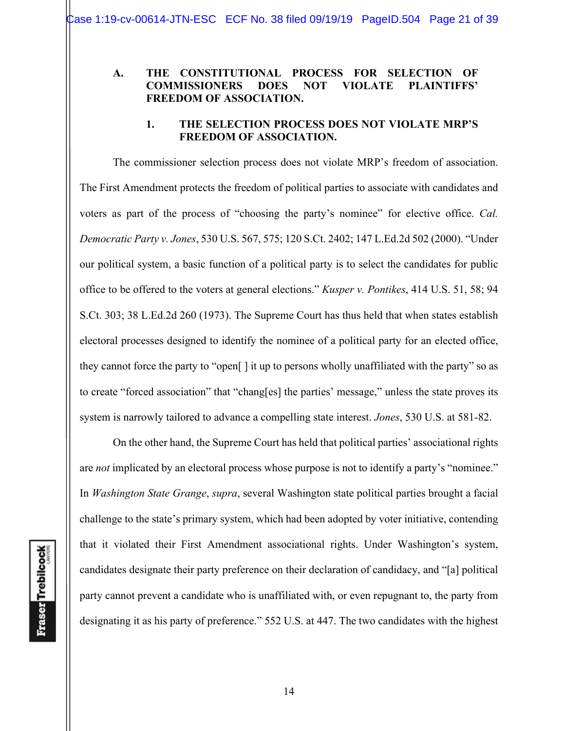### A. THE CONSTITUTIONAL PROCESS FOR SELECTION OF COMMISSIONERS DOES NOT VIOLATE PLAINTIFFS' FREEDOM OF ASSOCIATION.

#### 1. THE SELECTION PROCESS DOES NOT VIOLATE MRP'S FREEDOM OF ASSOCIATION.

The commissioner selection process does not violate MRP's freedom of association. The First Amendment protects the freedom of political parties to associate with candidates and voters as part of the process of "choosing the party's nominee" for elective office. *Cal. Democratic Party v. Jones*, 530 U.S. 567, 575; 120 S.Ct. 2402; 147 L.Ed.2d 502 (2000). "Under our political system, a basic function of a political party is to select the candidates for public office to be offered to the voters at general elections." *Kusper v. Pontikes*, 414 U.S. 51, 58; 94 S.Ct. 303; 38 L.Ed.2d 260 (1973). The Supreme Court has thus held that when states establish electoral processes designed to identify the nominee of a political party for an elected office, they cannot force the party to "open[ ] it up to persons wholly unaffiliated with the party" so as to create "forced association" that "chang[es] the parties' message," unless the state proves its system is narrowly tailored to advance a compelling state interest. *Jones*, 530 U.S. at 581-82.

On the other hand, the Supreme Court has held that political parties' associational rights are *not* implicated by an electoral process whose purpose is not to identify a party's "nominee." In *Washington State Grange*, *supra*, several Washington state political parties brought a facial challenge to the state's primary system, which had been adopted by voter initiative, contending that it violated their First Amendment associational rights. Under Washington's system, candidates designate their party preference on their declaration of candidacy, and "[a] political party cannot prevent a candidate who is unaffiliated with, or even repugnant to, the party from designating it as his party of preference." 552 U.S. at 447. The two candidates with the highest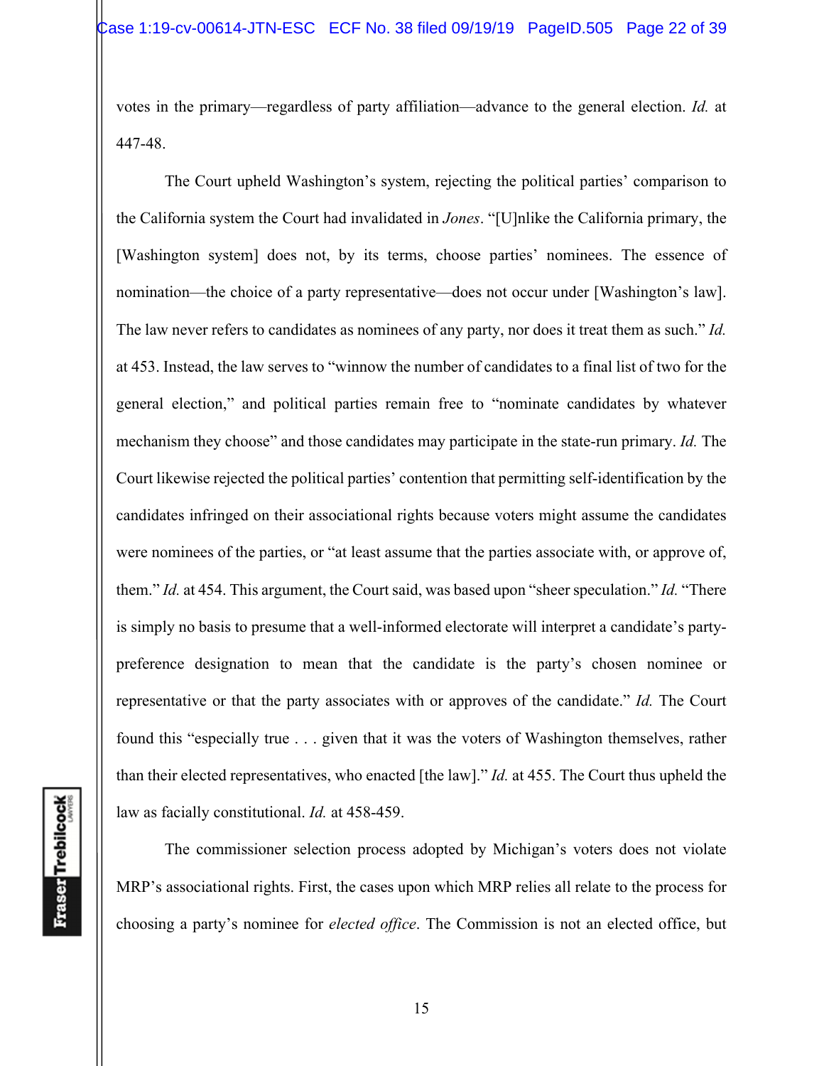votes in the primary—regardless of party affiliation—advance to the general election. *Id.* at 447-48.

The Court upheld Washington's system, rejecting the political parties' comparison to the California system the Court had invalidated in *Jones*. "[U]nlike the California primary, the [Washington system] does not, by its terms, choose parties' nominees. The essence of nomination—the choice of a party representative—does not occur under [Washington's law]. The law never refers to candidates as nominees of any party, nor does it treat them as such." *Id.* at 453. Instead, the law serves to "winnow the number of candidates to a final list of two for the general election," and political parties remain free to "nominate candidates by whatever mechanism they choose" and those candidates may participate in the state-run primary. *Id.* The Court likewise rejected the political parties' contention that permitting self-identification by the candidates infringed on their associational rights because voters might assume the candidates were nominees of the parties, or "at least assume that the parties associate with, or approve of, them." *Id.* at 454. This argument, the Court said, was based upon "sheer speculation." *Id.* "There is simply no basis to presume that a well-informed electorate will interpret a candidate's party-preference designation to mean that the candidate is the party's chosen nominee or representative or that the party associates with or approves of the candidate." *Id.* The Court found this "especially true . . . given that it was the voters of Washington themselves, rather than their elected representatives, who enacted [the law]." *Id.* at 455. The Court thus upheld the law as facially constitutional. *Id.* at 458-459.

The commissioner selection process adopted by Michigan's voters does not violate MRP's associational rights. First, the cases upon which MRP relies all relate to the process for choosing a party's nominee for *elected office*. The Commission is not an elected office, but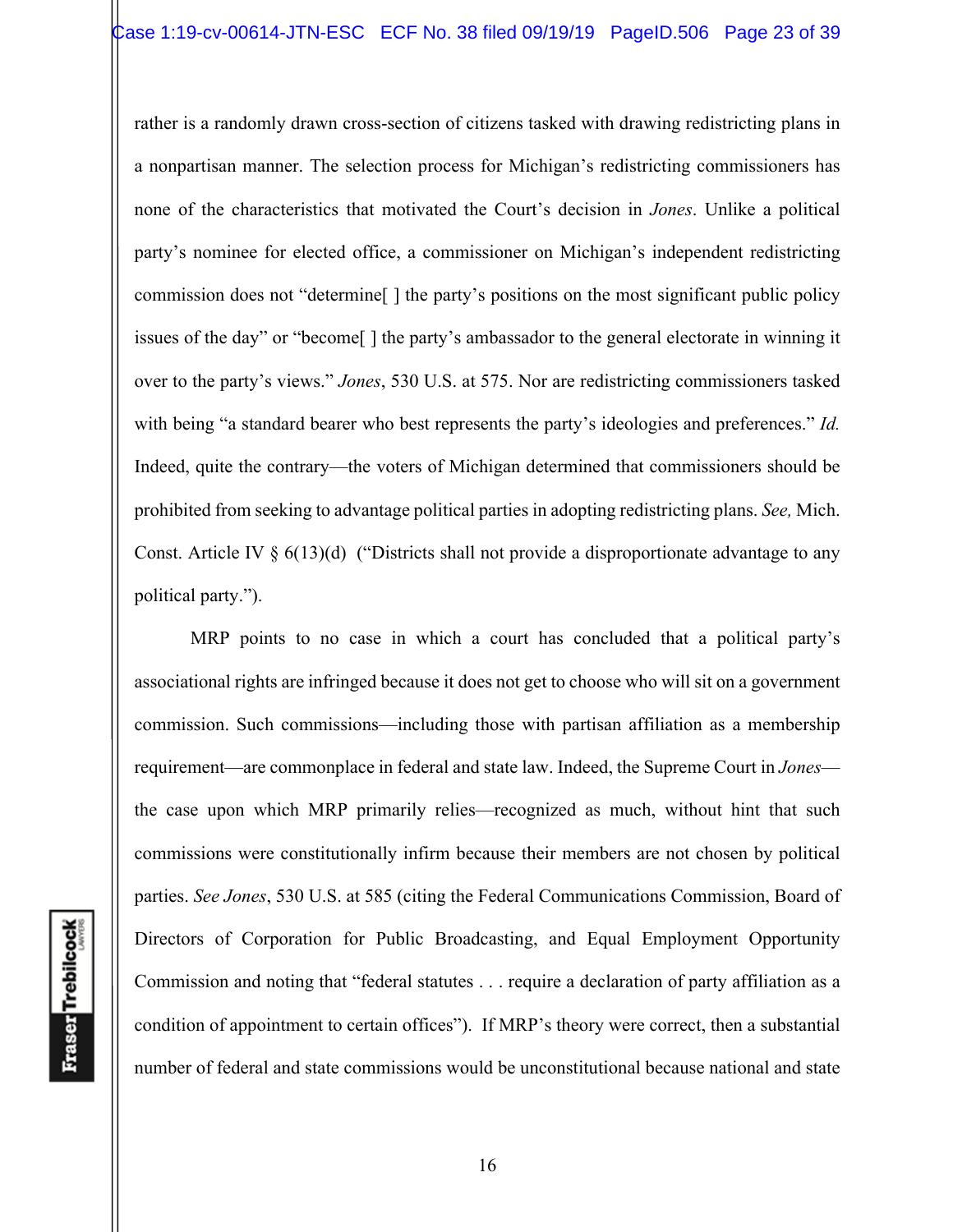rather is a randomly drawn cross-section of citizens tasked with drawing redistricting plans in a nonpartisan manner. The selection process for Michigan's redistricting commissioners has none of the characteristics that motivated the Court's decision in *Jones*. Unlike a political party's nominee for elected office, a commissioner on Michigan's independent redistricting commission does not "determine[ ] the party's positions on the most significant public policy issues of the day" or "become[ ] the party's ambassador to the general electorate in winning it over to the party's views." *Jones*, 530 U.S. at 575. Nor are redistricting commissioners tasked with being "a standard bearer who best represents the party's ideologies and preferences." *Id.* Indeed, quite the contrary—the voters of Michigan determined that commissioners should be prohibited from seeking to advantage political parties in adopting redistricting plans. *See,* Mich. Const. Article IV § 6(13)(d) ("Districts shall not provide a disproportionate advantage to any political party.").

MRP points to no case in which a court has concluded that a political party's associational rights are infringed because it does not get to choose who will sit on a government commission. Such commissions—including those with partisan affiliation as a membership requirement—are commonplace in federal and state law. Indeed, the Supreme Court in *Jones*—the case upon which MRP primarily relies—recognized as much, without hint that such commissions were constitutionally infirm because their members are not chosen by political parties. *See Jones*, 530 U.S. at 585 (citing the Federal Communications Commission, Board of Directors of Corporation for Public Broadcasting, and Equal Employment Opportunity Commission and noting that "federal statutes . . . require a declaration of party affiliation as a condition of appointment to certain offices"). If MRP's theory were correct, then a substantial number of federal and state commissions would be unconstitutional because national and state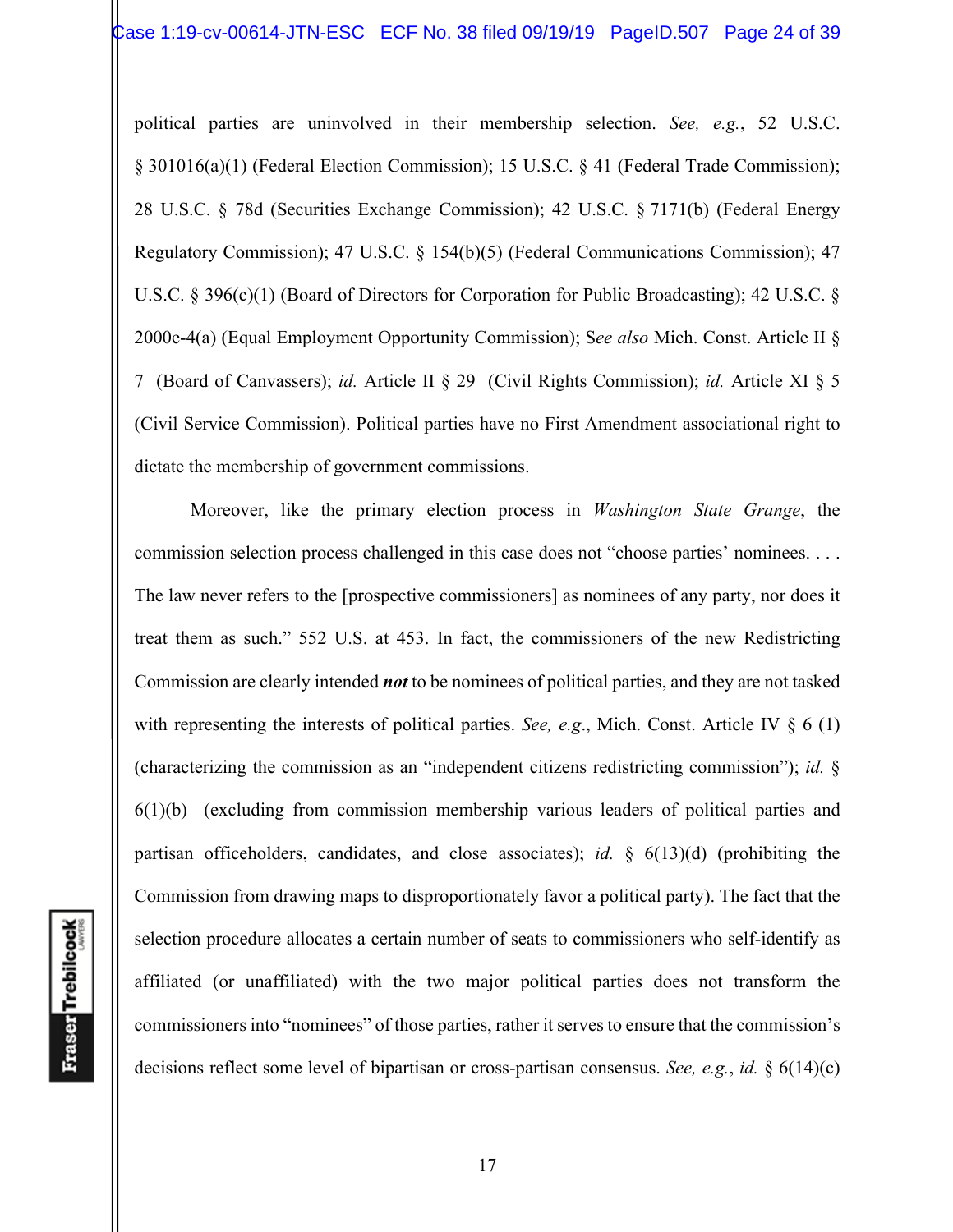political parties are uninvolved in their membership selection. *See, e.g.*, 52 U.S.C. § 301016(a)(1) (Federal Election Commission); 15 U.S.C. § 41 (Federal Trade Commission); 28 U.S.C. § 78d (Securities Exchange Commission); 42 U.S.C. § 7171(b) (Federal Energy Regulatory Commission); 47 U.S.C. § 154(b)(5) (Federal Communications Commission); 47 U.S.C. § 396(c)(1) (Board of Directors for Corporation for Public Broadcasting); 42 U.S.C. § 2000e-4(a) (Equal Employment Opportunity Commission); S*ee also* Mich. Const. Article II § 7 (Board of Canvassers); *id.* Article II § 29 (Civil Rights Commission); *id.* Article XI § 5 (Civil Service Commission). Political parties have no First Amendment associational right to dictate the membership of government commissions.

Moreover, like the primary election process in *Washington State Grange*, the commission selection process challenged in this case does not "choose parties' nominees. . . . The law never refers to the [prospective commissioners] as nominees of any party, nor does it treat them as such." 552 U.S. at 453. In fact, the commissioners of the new Redistricting Commission are clearly intended ***not*** to be nominees of political parties, and they are not tasked with representing the interests of political parties. *See, e.g*., Mich. Const. Article IV § 6 (1) (characterizing the commission as an "independent citizens redistricting commission"); *id.* § 6(1)(b) (excluding from commission membership various leaders of political parties and partisan officeholders, candidates, and close associates); *id.* § 6(13)(d) (prohibiting the Commission from drawing maps to disproportionately favor a political party). The fact that the selection procedure allocates a certain number of seats to commissioners who self-identify as affiliated (or unaffiliated) with the two major political parties does not transform the commissioners into "nominees" of those parties, rather it serves to ensure that the commission's decisions reflect some level of bipartisan or cross-partisan consensus. *See, e.g.*, *id.* § 6(14)(c)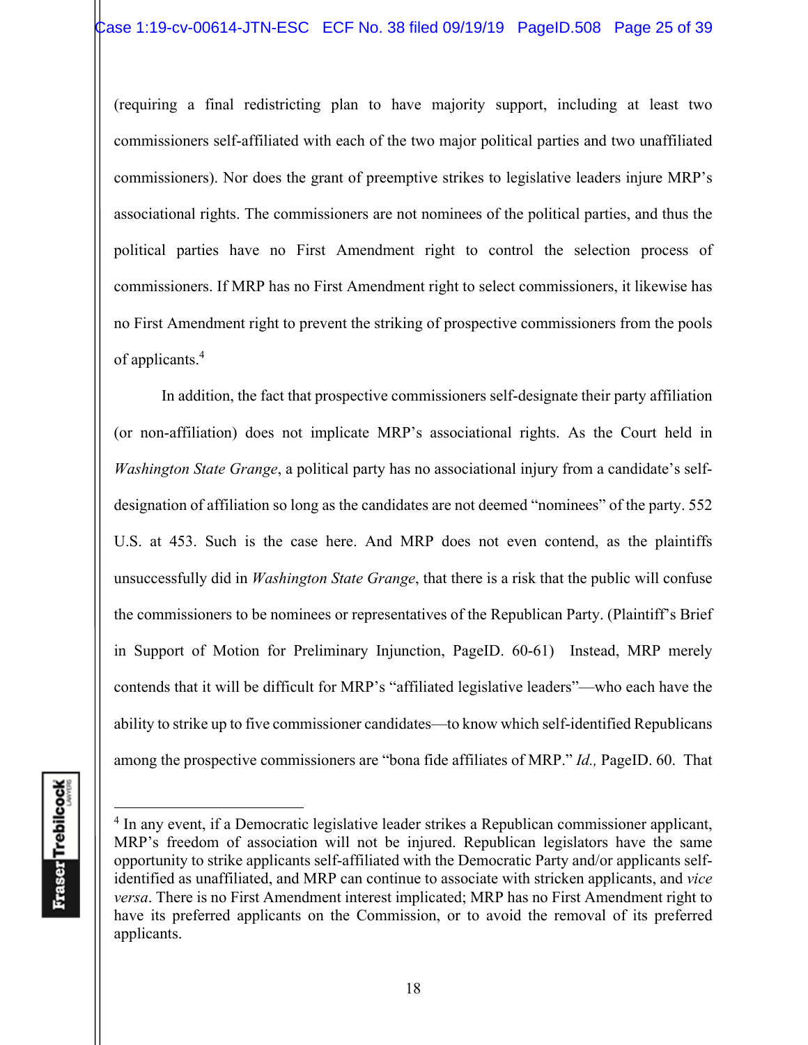(requiring a final redistricting plan to have majority support, including at least two commissioners self-affiliated with each of the two major political parties and two unaffiliated commissioners). Nor does the grant of preemptive strikes to legislative leaders injure MRP's associational rights. The commissioners are not nominees of the political parties, and thus the political parties have no First Amendment right to control the selection process of commissioners. If MRP has no First Amendment right to select commissioners, it likewise has no First Amendment right to prevent the striking of prospective commissioners from the pools of applicants.[4]

In addition, the fact that prospective commissioners self-designate their party affiliation (or non-affiliation) does not implicate MRP's associational rights. As the Court held in *Washington State Grange*, a political party has no associational injury from a candidate's self-designation of affiliation so long as the candidates are not deemed "nominees" of the party. 552 U.S. at 453. Such is the case here. And MRP does not even contend, as the plaintiffs unsuccessfully did in *Washington State Grange*, that there is a risk that the public will confuse the commissioners to be nominees or representatives of the Republican Party. (Plaintiff's Brief in Support of Motion for Preliminary Injunction, PageID. 60-61) Instead, MRP merely contends that it will be difficult for MRP's "affiliated legislative leaders"—who each have the ability to strike up to five commissioner candidates—to know which self-identified Republicans among the prospective commissioners are "bona fide affiliates of MRP." *Id.,* PageID. 60. That

---

[4] In any event, if a Democratic legislative leader strikes a Republican commissioner applicant, MRP's freedom of association will not be injured. Republican legislators have the same opportunity to strike applicants self-affiliated with the Democratic Party and/or applicants self-identified as unaffiliated, and MRP can continue to associate with stricken applicants, and *vice versa*. There is no First Amendment interest implicated; MRP has no First Amendment right to have its preferred applicants on the Commission, or to avoid the removal of its preferred applicants.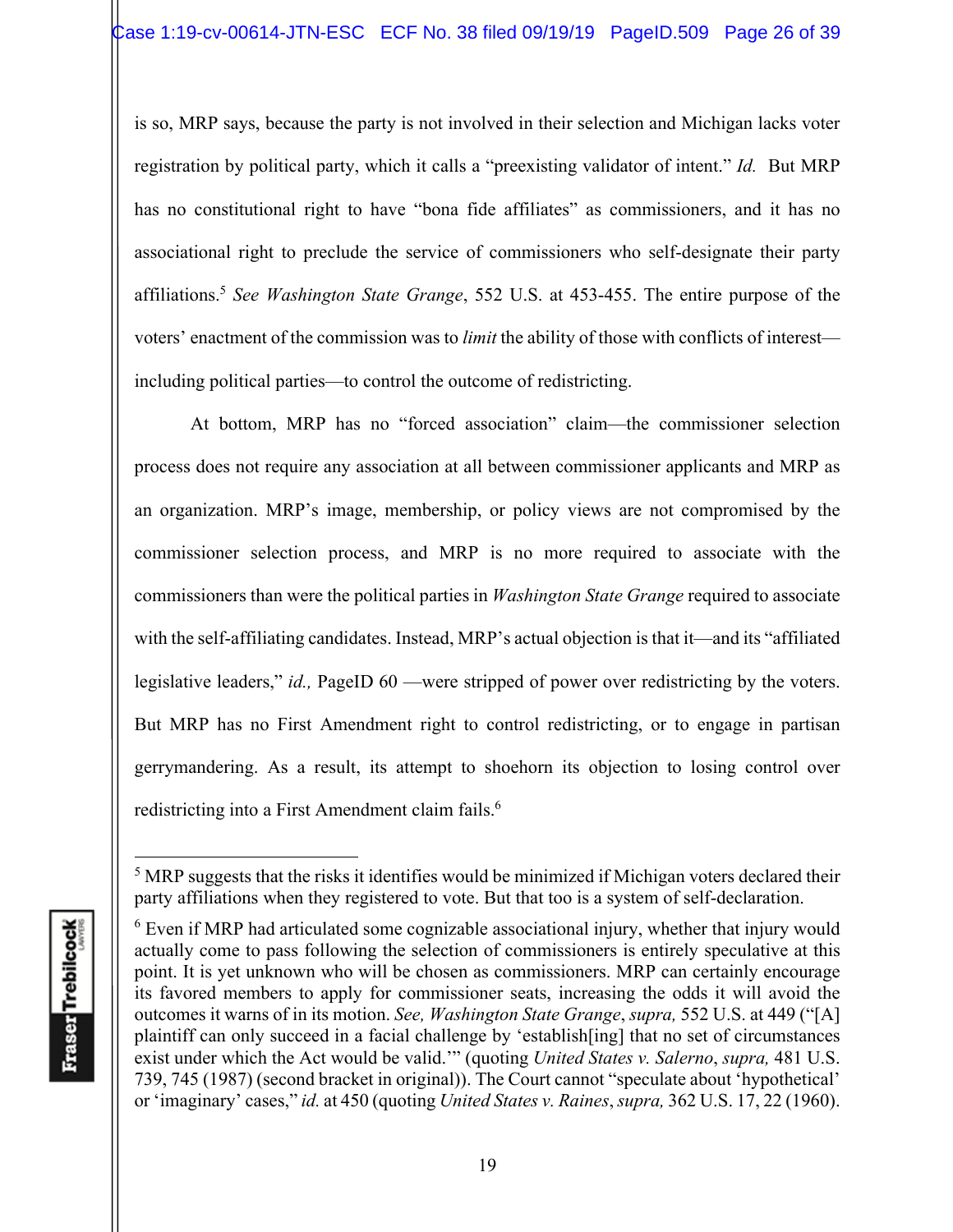is so, MRP says, because the party is not involved in their selection and Michigan lacks voter registration by political party, which it calls a "preexisting validator of intent." *Id.* But MRP has no constitutional right to have "bona fide affiliates" as commissioners, and it has no associational right to preclude the service of commissioners who self-designate their party affiliations.[5] *See Washington State Grange*, 552 U.S. at 453-455. The entire purpose of the voters' enactment of the commission was to *limit* the ability of those with conflicts of interest—including political parties—to control the outcome of redistricting.

At bottom, MRP has no "forced association" claim—the commissioner selection process does not require any association at all between commissioner applicants and MRP as an organization. MRP's image, membership, or policy views are not compromised by the commissioner selection process, and MRP is no more required to associate with the commissioners than were the political parties in *Washington State Grange* required to associate with the self-affiliating candidates. Instead, MRP's actual objection is that it—and its "affiliated legislative leaders," *id.,* PageID 60 —were stripped of power over redistricting by the voters. But MRP has no First Amendment right to control redistricting, or to engage in partisan gerrymandering. As a result, its attempt to shoehorn its objection to losing control over redistricting into a First Amendment claim fails.[6]

---

[5] MRP suggests that the risks it identifies would be minimized if Michigan voters declared their party affiliations when they registered to vote. But that too is a system of self-declaration.

[6] Even if MRP had articulated some cognizable associational injury, whether that injury would actually come to pass following the selection of commissioners is entirely speculative at this point. It is yet unknown who will be chosen as commissioners. MRP can certainly encourage its favored members to apply for commissioner seats, increasing the odds it will avoid the outcomes it warns of in its motion. *See, Washington State Grange*, *supra,* 552 U.S. at 449 ("[A] plaintiff can only succeed in a facial challenge by 'establish[ing] that no set of circumstances exist under which the Act would be valid.'" (quoting *United States v. Salerno*, *supra,* 481 U.S. 739, 745 (1987) (second bracket in original)). The Court cannot "speculate about 'hypothetical' or 'imaginary' cases," *id.* at 450 (quoting *United States v. Raines*, *supra,* 362 U.S. 17, 22 (1960).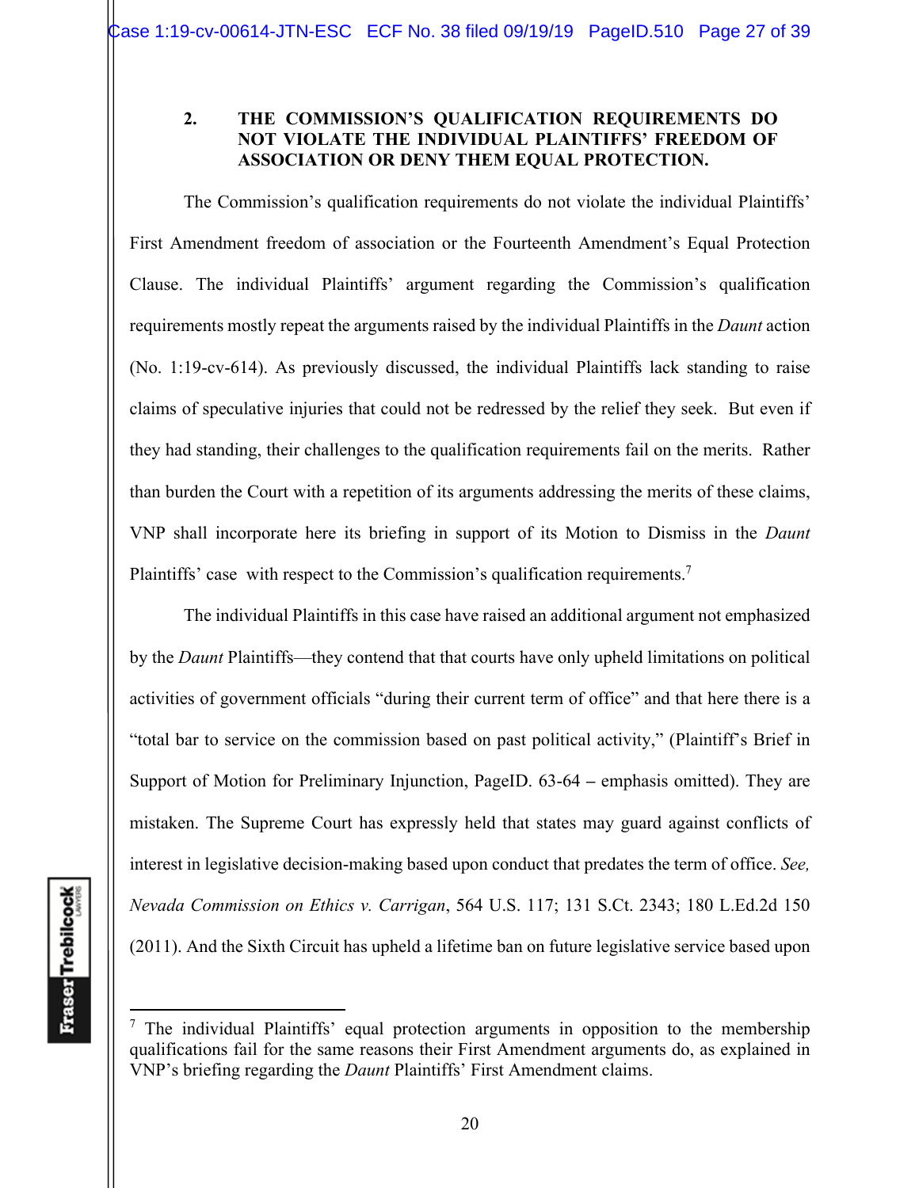### 2. THE COMMISSION'S QUALIFICATION REQUIREMENTS DO NOT VIOLATE THE INDIVIDUAL PLAINTIFFS' FREEDOM OF ASSOCIATION OR DENY THEM EQUAL PROTECTION.

The Commission's qualification requirements do not violate the individual Plaintiffs' First Amendment freedom of association or the Fourteenth Amendment's Equal Protection Clause. The individual Plaintiffs' argument regarding the Commission's qualification requirements mostly repeat the arguments raised by the individual Plaintiffs in the *Daunt* action (No. 1:19-cv-614). As previously discussed, the individual Plaintiffs lack standing to raise claims of speculative injuries that could not be redressed by the relief they seek. But even if they had standing, their challenges to the qualification requirements fail on the merits. Rather than burden the Court with a repetition of its arguments addressing the merits of these claims, VNP shall incorporate here its briefing in support of its Motion to Dismiss in the *Daunt* Plaintiffs' case with respect to the Commission's qualification requirements.[7]

The individual Plaintiffs in this case have raised an additional argument not emphasized by the *Daunt* Plaintiffs—they contend that that courts have only upheld limitations on political activities of government officials "during their current term of office" and that here there is a "total bar to service on the commission based on past political activity," (Plaintiff's Brief in Support of Motion for Preliminary Injunction, PageID. 63-64 – emphasis omitted). They are mistaken. The Supreme Court has expressly held that states may guard against conflicts of interest in legislative decision-making based upon conduct that predates the term of office. *See, Nevada Commission on Ethics v. Carrigan*, 564 U.S. 117; 131 S.Ct. 2343; 180 L.Ed.2d 150 (2011). And the Sixth Circuit has upheld a lifetime ban on future legislative service based upon

[7] The individual Plaintiffs' equal protection arguments in opposition to the membership qualifications fail for the same reasons their First Amendment arguments do, as explained in VNP's briefing regarding the *Daunt* Plaintiffs' First Amendment claims.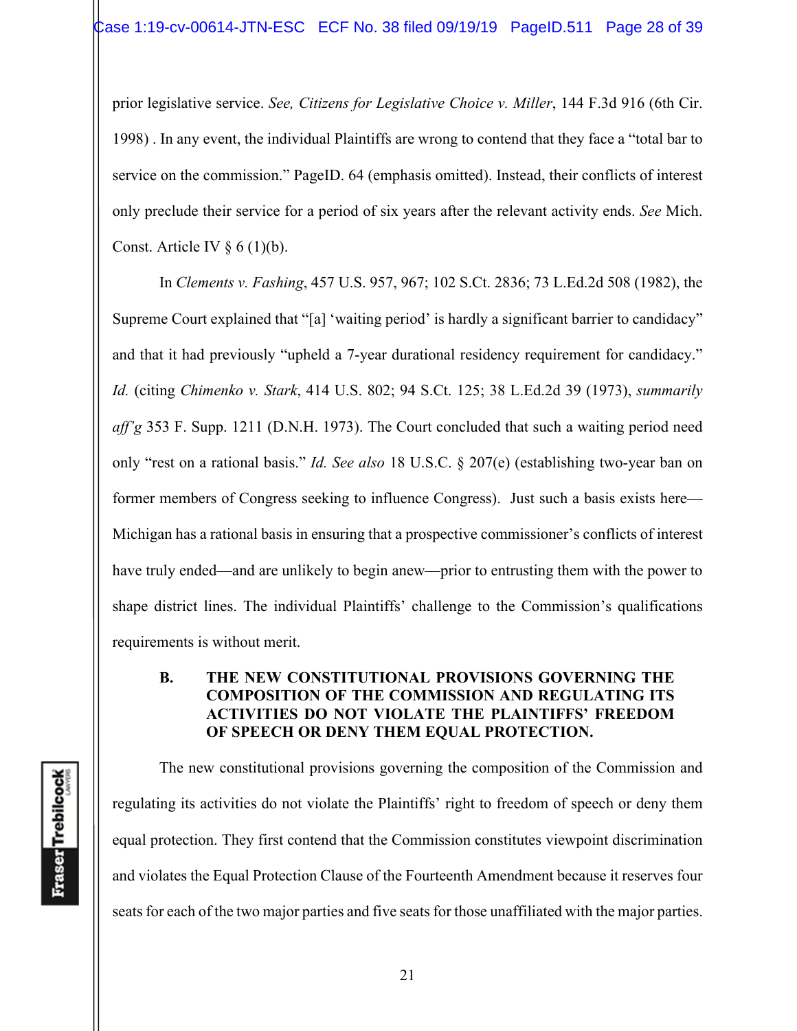prior legislative service. *See, Citizens for Legislative Choice v. Miller*, 144 F.3d 916 (6th Cir. 1998) . In any event, the individual Plaintiffs are wrong to contend that they face a "total bar to service on the commission." PageID. 64 (emphasis omitted). Instead, their conflicts of interest only preclude their service for a period of six years after the relevant activity ends. *See* Mich. Const. Article IV § 6 (1)(b).

In *Clements v. Fashing*, 457 U.S. 957, 967; 102 S.Ct. 2836; 73 L.Ed.2d 508 (1982), the Supreme Court explained that "[a] 'waiting period' is hardly a significant barrier to candidacy" and that it had previously "upheld a 7-year durational residency requirement for candidacy." *Id.* (citing *Chimenko v. Stark*, 414 U.S. 802; 94 S.Ct. 125; 38 L.Ed.2d 39 (1973), *summarily aff'g* 353 F. Supp. 1211 (D.N.H. 1973). The Court concluded that such a waiting period need only "rest on a rational basis." *Id. See also* 18 U.S.C. § 207(e) (establishing two-year ban on former members of Congress seeking to influence Congress). Just such a basis exists here—Michigan has a rational basis in ensuring that a prospective commissioner's conflicts of interest have truly ended—and are unlikely to begin anew—prior to entrusting them with the power to shape district lines. The individual Plaintiffs' challenge to the Commission's qualifications requirements is without merit.

### B. THE NEW CONSTITUTIONAL PROVISIONS GOVERNING THE COMPOSITION OF THE COMMISSION AND REGULATING ITS ACTIVITIES DO NOT VIOLATE THE PLAINTIFFS' FREEDOM OF SPEECH OR DENY THEM EQUAL PROTECTION.

The new constitutional provisions governing the composition of the Commission and regulating its activities do not violate the Plaintiffs' right to freedom of speech or deny them equal protection. They first contend that the Commission constitutes viewpoint discrimination and violates the Equal Protection Clause of the Fourteenth Amendment because it reserves four seats for each of the two major parties and five seats for those unaffiliated with the major parties.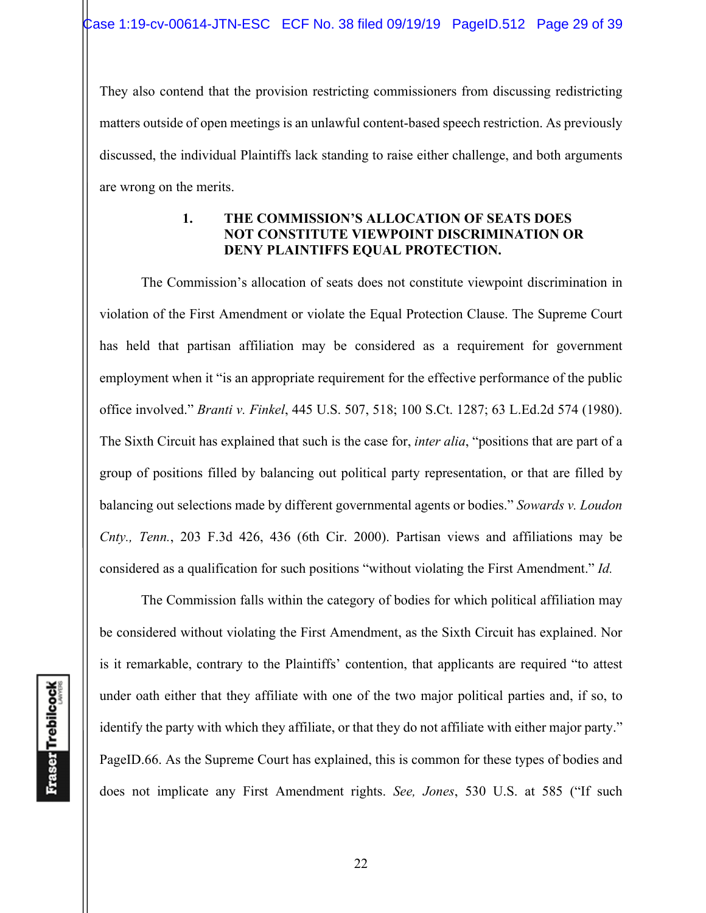They also contend that the provision restricting commissioners from discussing redistricting matters outside of open meetings is an unlawful content-based speech restriction. As previously discussed, the individual Plaintiffs lack standing to raise either challenge, and both arguments are wrong on the merits.

### 1. THE COMMISSION'S ALLOCATION OF SEATS DOES NOT CONSTITUTE VIEWPOINT DISCRIMINATION OR DENY PLAINTIFFS EQUAL PROTECTION.

The Commission's allocation of seats does not constitute viewpoint discrimination in violation of the First Amendment or violate the Equal Protection Clause. The Supreme Court has held that partisan affiliation may be considered as a requirement for government employment when it "is an appropriate requirement for the effective performance of the public office involved." *Branti v. Finkel*, 445 U.S. 507, 518; 100 S.Ct. 1287; 63 L.Ed.2d 574 (1980). The Sixth Circuit has explained that such is the case for, *inter alia*, "positions that are part of a group of positions filled by balancing out political party representation, or that are filled by balancing out selections made by different governmental agents or bodies." *Sowards v. Loudon Cnty., Tenn.*, 203 F.3d 426, 436 (6th Cir. 2000). Partisan views and affiliations may be considered as a qualification for such positions "without violating the First Amendment." *Id.*

The Commission falls within the category of bodies for which political affiliation may be considered without violating the First Amendment, as the Sixth Circuit has explained. Nor is it remarkable, contrary to the Plaintiffs' contention, that applicants are required "to attest under oath either that they affiliate with one of the two major political parties and, if so, to identify the party with which they affiliate, or that they do not affiliate with either major party." PageID.66. As the Supreme Court has explained, this is common for these types of bodies and does not implicate any First Amendment rights. *See, Jones*, 530 U.S. at 585 ("If such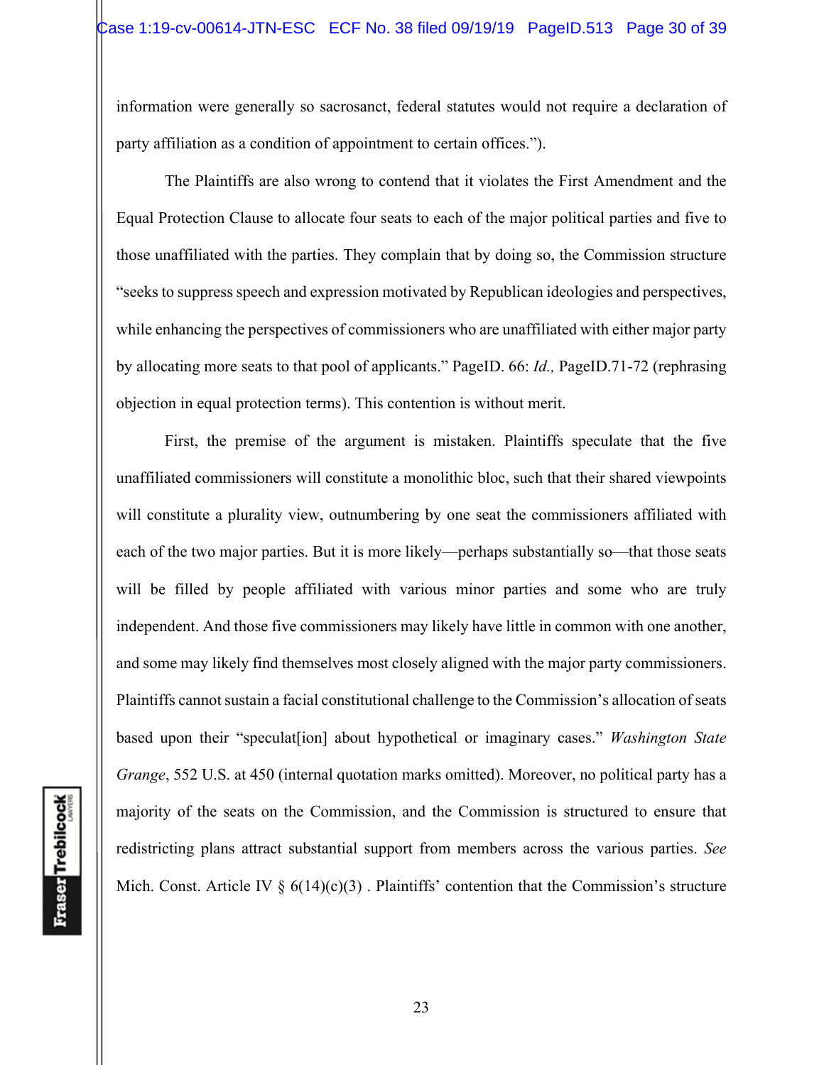information were generally so sacrosanct, federal statutes would not require a declaration of party affiliation as a condition of appointment to certain offices.").

The Plaintiffs are also wrong to contend that it violates the First Amendment and the Equal Protection Clause to allocate four seats to each of the major political parties and five to those unaffiliated with the parties. They complain that by doing so, the Commission structure "seeks to suppress speech and expression motivated by Republican ideologies and perspectives, while enhancing the perspectives of commissioners who are unaffiliated with either major party by allocating more seats to that pool of applicants." PageID. 66: *Id.,* PageID.71-72 (rephrasing objection in equal protection terms). This contention is without merit.

First, the premise of the argument is mistaken. Plaintiffs speculate that the five unaffiliated commissioners will constitute a monolithic bloc, such that their shared viewpoints will constitute a plurality view, outnumbering by one seat the commissioners affiliated with each of the two major parties. But it is more likely—perhaps substantially so—that those seats will be filled by people affiliated with various minor parties and some who are truly independent. And those five commissioners may likely have little in common with one another, and some may likely find themselves most closely aligned with the major party commissioners. Plaintiffs cannot sustain a facial constitutional challenge to the Commission's allocation of seats based upon their "speculat[ion] about hypothetical or imaginary cases." *Washington State Grange*, 552 U.S. at 450 (internal quotation marks omitted). Moreover, no political party has a majority of the seats on the Commission, and the Commission is structured to ensure that redistricting plans attract substantial support from members across the various parties. *See* Mich. Const. Article IV § 6(14)(c)(3) . Plaintiffs' contention that the Commission's structure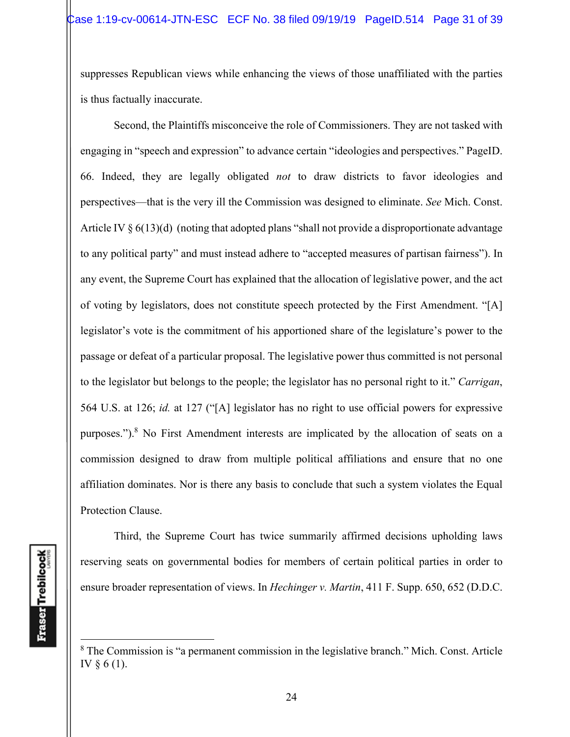suppresses Republican views while enhancing the views of those unaffiliated with the parties is thus factually inaccurate.

Second, the Plaintiffs misconceive the role of Commissioners. They are not tasked with engaging in "speech and expression" to advance certain "ideologies and perspectives." PageID. 66. Indeed, they are legally obligated *not* to draw districts to favor ideologies and perspectives—that is the very ill the Commission was designed to eliminate. *See* Mich. Const. Article IV § 6(13)(d) (noting that adopted plans "shall not provide a disproportionate advantage to any political party" and must instead adhere to "accepted measures of partisan fairness"). In any event, the Supreme Court has explained that the allocation of legislative power, and the act of voting by legislators, does not constitute speech protected by the First Amendment. "[A] legislator's vote is the commitment of his apportioned share of the legislature's power to the passage or defeat of a particular proposal. The legislative power thus committed is not personal to the legislator but belongs to the people; the legislator has no personal right to it." *Carrigan*, 564 U.S. at 126; *id.* at 127 ("[A] legislator has no right to use official powers for expressive purposes.").[8] No First Amendment interests are implicated by the allocation of seats on a commission designed to draw from multiple political affiliations and ensure that no one affiliation dominates. Nor is there any basis to conclude that such a system violates the Equal Protection Clause.

Third, the Supreme Court has twice summarily affirmed decisions upholding laws reserving seats on governmental bodies for members of certain political parties in order to ensure broader representation of views. In *Hechinger v. Martin*, 411 F. Supp. 650, 652 (D.D.C.

[8] The Commission is "a permanent commission in the legislative branch." Mich. Const. Article IV § 6 (1).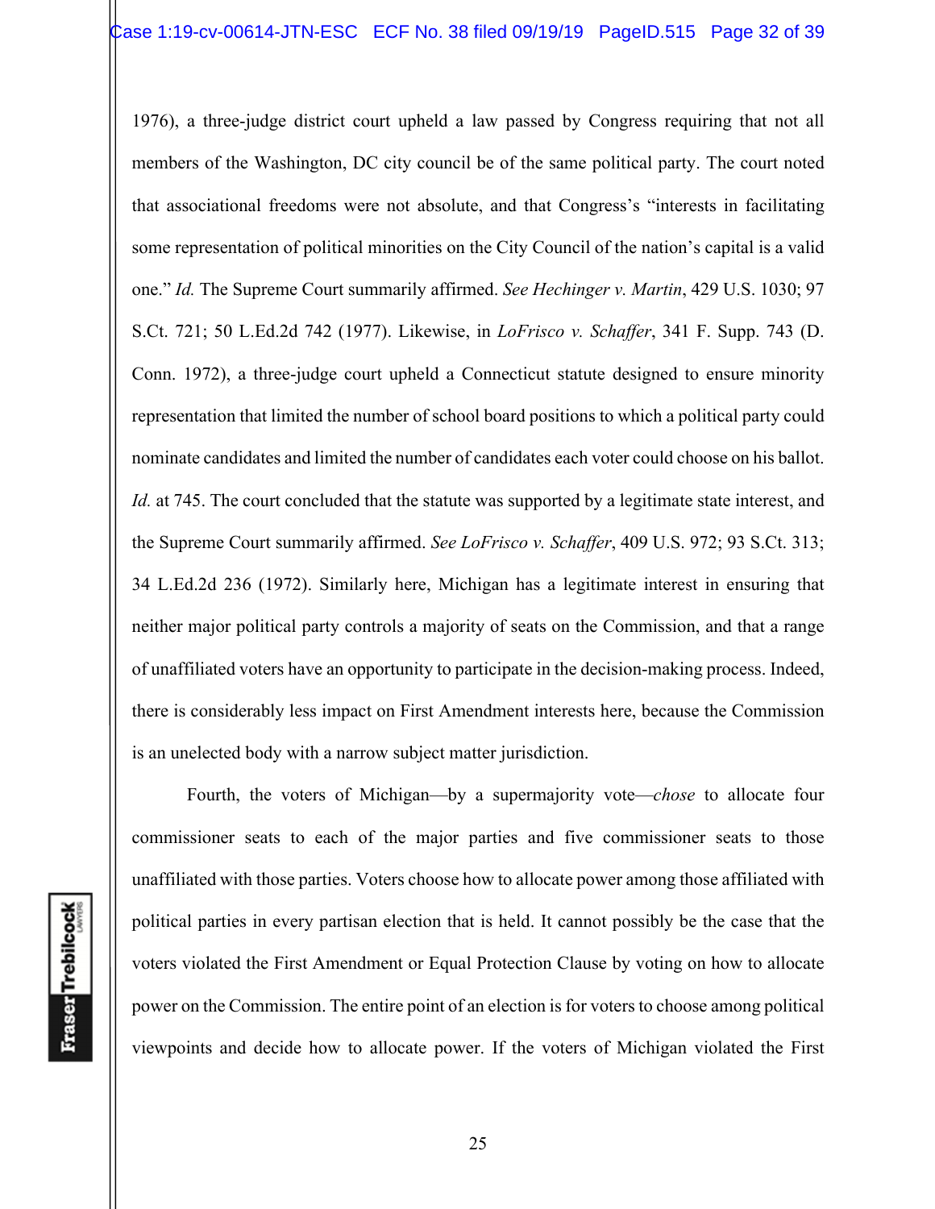1976), a three-judge district court upheld a law passed by Congress requiring that not all members of the Washington, DC city council be of the same political party. The court noted that associational freedoms were not absolute, and that Congress's "interests in facilitating some representation of political minorities on the City Council of the nation's capital is a valid one." *Id.* The Supreme Court summarily affirmed. *See Hechinger v. Martin*, 429 U.S. 1030; 97 S.Ct. 721; 50 L.Ed.2d 742 (1977). Likewise, in *LoFrisco v. Schaffer*, 341 F. Supp. 743 (D. Conn. 1972), a three-judge court upheld a Connecticut statute designed to ensure minority representation that limited the number of school board positions to which a political party could nominate candidates and limited the number of candidates each voter could choose on his ballot. *Id.* at 745. The court concluded that the statute was supported by a legitimate state interest, and the Supreme Court summarily affirmed. *See LoFrisco v. Schaffer*, 409 U.S. 972; 93 S.Ct. 313; 34 L.Ed.2d 236 (1972). Similarly here, Michigan has a legitimate interest in ensuring that neither major political party controls a majority of seats on the Commission, and that a range of unaffiliated voters have an opportunity to participate in the decision-making process. Indeed, there is considerably less impact on First Amendment interests here, because the Commission is an unelected body with a narrow subject matter jurisdiction.

Fourth, the voters of Michigan—by a supermajority vote—*chose* to allocate four commissioner seats to each of the major parties and five commissioner seats to those unaffiliated with those parties. Voters choose how to allocate power among those affiliated with political parties in every partisan election that is held. It cannot possibly be the case that the voters violated the First Amendment or Equal Protection Clause by voting on how to allocate power on the Commission. The entire point of an election is for voters to choose among political viewpoints and decide how to allocate power. If the voters of Michigan violated the First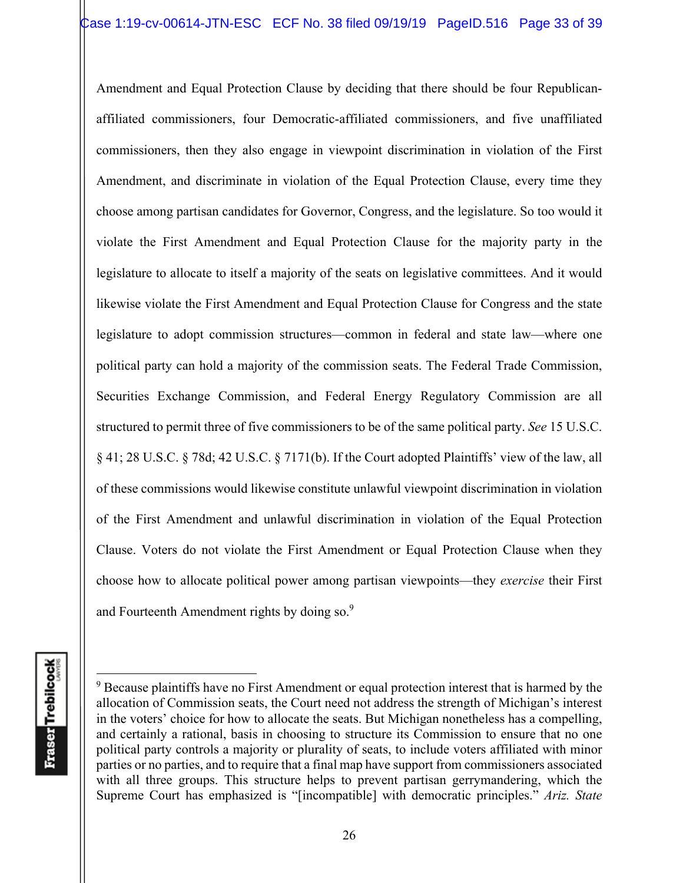Amendment and Equal Protection Clause by deciding that there should be four Republican-affiliated commissioners, four Democratic-affiliated commissioners, and five unaffiliated commissioners, then they also engage in viewpoint discrimination in violation of the First Amendment, and discriminate in violation of the Equal Protection Clause, every time they choose among partisan candidates for Governor, Congress, and the legislature. So too would it violate the First Amendment and Equal Protection Clause for the majority party in the legislature to allocate to itself a majority of the seats on legislative committees. And it would likewise violate the First Amendment and Equal Protection Clause for Congress and the state legislature to adopt commission structures—common in federal and state law—where one political party can hold a majority of the commission seats. The Federal Trade Commission, Securities Exchange Commission, and Federal Energy Regulatory Commission are all structured to permit three of five commissioners to be of the same political party. *See* 15 U.S.C. § 41; 28 U.S.C. § 78d; 42 U.S.C. § 7171(b). If the Court adopted Plaintiffs' view of the law, all of these commissions would likewise constitute unlawful viewpoint discrimination in violation of the First Amendment and unlawful discrimination in violation of the Equal Protection Clause. Voters do not violate the First Amendment or Equal Protection Clause when they choose how to allocate political power among partisan viewpoints—they *exercise* their First and Fourteenth Amendment rights by doing so.[9]

---

[9] Because plaintiffs have no First Amendment or equal protection interest that is harmed by the allocation of Commission seats, the Court need not address the strength of Michigan's interest in the voters' choice for how to allocate the seats. But Michigan nonetheless has a compelling, and certainly a rational, basis in choosing to structure its Commission to ensure that no one political party controls a majority or plurality of seats, to include voters affiliated with minor parties or no parties, and to require that a final map have support from commissioners associated with all three groups. This structure helps to prevent partisan gerrymandering, which the Supreme Court has emphasized is "[incompatible] with democratic principles." *Ariz. State*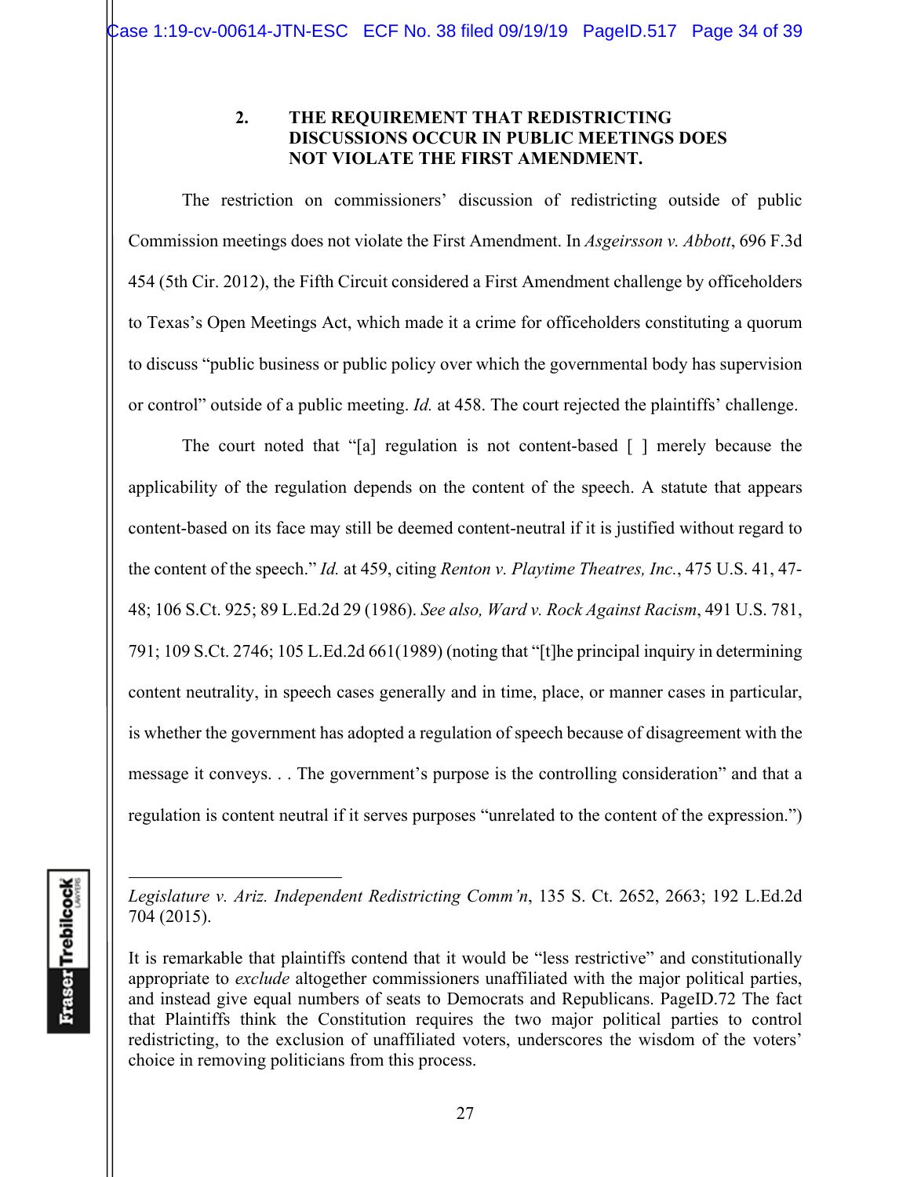### 2. THE REQUIREMENT THAT REDISTRICTING DISCUSSIONS OCCUR IN PUBLIC MEETINGS DOES NOT VIOLATE THE FIRST AMENDMENT.

The restriction on commissioners' discussion of redistricting outside of public Commission meetings does not violate the First Amendment. In *Asgeirsson v. Abbott*, 696 F.3d 454 (5th Cir. 2012), the Fifth Circuit considered a First Amendment challenge by officeholders to Texas's Open Meetings Act, which made it a crime for officeholders constituting a quorum to discuss "public business or public policy over which the governmental body has supervision or control" outside of a public meeting. *Id.* at 458. The court rejected the plaintiffs' challenge.

The court noted that "[a] regulation is not content-based [ ] merely because the applicability of the regulation depends on the content of the speech. A statute that appears content-based on its face may still be deemed content-neutral if it is justified without regard to the content of the speech." *Id.* at 459, citing *Renton v. Playtime Theatres, Inc.*, 475 U.S. 41, 47-48; 106 S.Ct. 925; 89 L.Ed.2d 29 (1986). *See also, Ward v. Rock Against Racism*, 491 U.S. 781, 791; 109 S.Ct. 2746; 105 L.Ed.2d 661(1989) (noting that "[t]he principal inquiry in determining content neutrality, in speech cases generally and in time, place, or manner cases in particular, is whether the government has adopted a regulation of speech because of disagreement with the message it conveys. . . The government's purpose is the controlling consideration" and that a regulation is content neutral if it serves purposes "unrelated to the content of the expression.")

---

*Legislature v. Ariz. Independent Redistricting Comm'n*, 135 S. Ct. 2652, 2663; 192 L.Ed.2d 704 (2015).

It is remarkable that plaintiffs contend that it would be "less restrictive" and constitutionally appropriate to *exclude* altogether commissioners unaffiliated with the major political parties, and instead give equal numbers of seats to Democrats and Republicans. PageID.72 The fact that Plaintiffs think the Constitution requires the two major political parties to control redistricting, to the exclusion of unaffiliated voters, underscores the wisdom of the voters' choice in removing politicians from this process.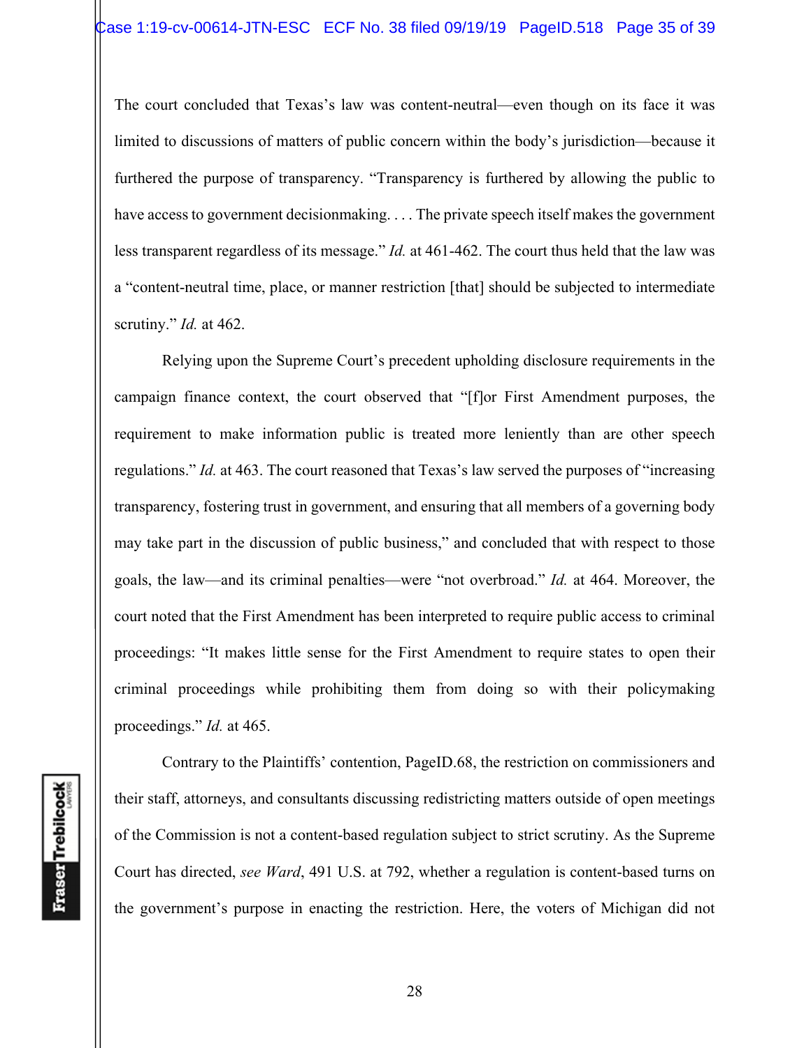The court concluded that Texas's law was content-neutral—even though on its face it was limited to discussions of matters of public concern within the body's jurisdiction—because it furthered the purpose of transparency. "Transparency is furthered by allowing the public to have access to government decisionmaking. . . . The private speech itself makes the government less transparent regardless of its message." *Id.* at 461-462. The court thus held that the law was a "content-neutral time, place, or manner restriction [that] should be subjected to intermediate scrutiny." *Id.* at 462.

Relying upon the Supreme Court's precedent upholding disclosure requirements in the campaign finance context, the court observed that "[f]or First Amendment purposes, the requirement to make information public is treated more leniently than are other speech regulations." *Id.* at 463. The court reasoned that Texas's law served the purposes of "increasing transparency, fostering trust in government, and ensuring that all members of a governing body may take part in the discussion of public business," and concluded that with respect to those goals, the law—and its criminal penalties—were "not overbroad." *Id.* at 464. Moreover, the court noted that the First Amendment has been interpreted to require public access to criminal proceedings: "It makes little sense for the First Amendment to require states to open their criminal proceedings while prohibiting them from doing so with their policymaking proceedings." *Id.* at 465.

Contrary to the Plaintiffs' contention, PageID.68, the restriction on commissioners and their staff, attorneys, and consultants discussing redistricting matters outside of open meetings of the Commission is not a content-based regulation subject to strict scrutiny. As the Supreme Court has directed, *see Ward*, 491 U.S. at 792, whether a regulation is content-based turns on the government's purpose in enacting the restriction. Here, the voters of Michigan did not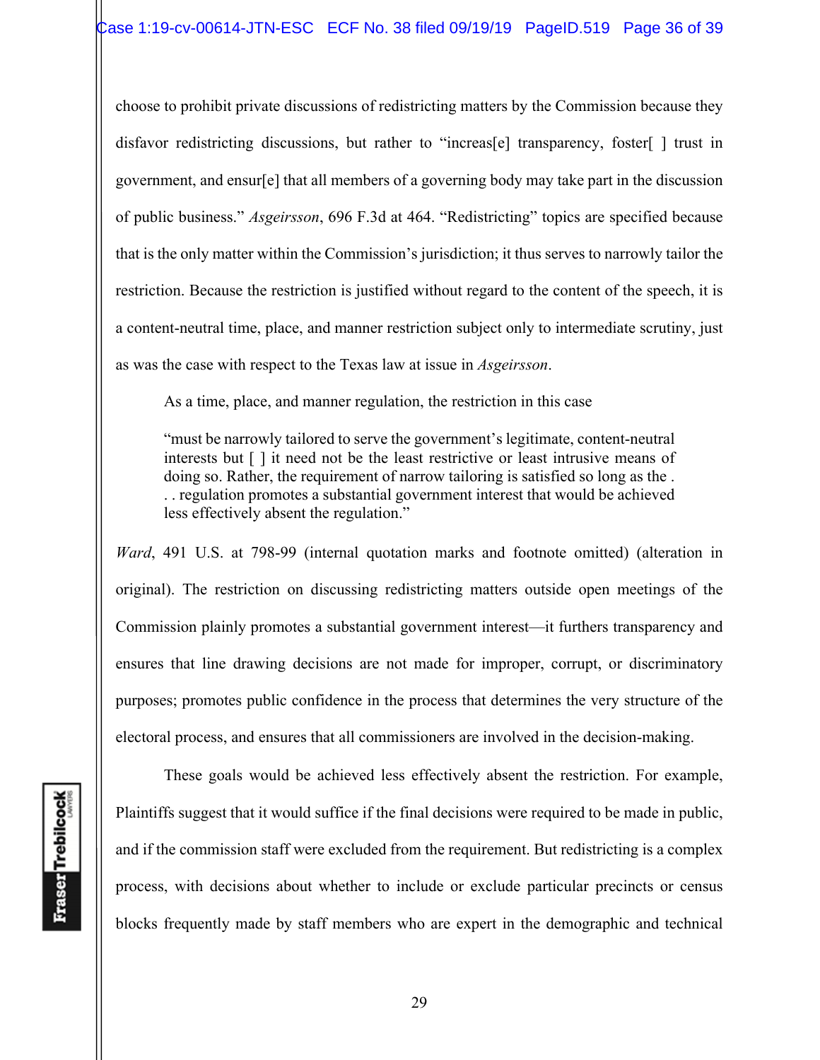choose to prohibit private discussions of redistricting matters by the Commission because they disfavor redistricting discussions, but rather to "increas[e] transparency, foster[ ] trust in government, and ensur[e] that all members of a governing body may take part in the discussion of public business." *Asgeirsson*, 696 F.3d at 464. "Redistricting" topics are specified because that is the only matter within the Commission's jurisdiction; it thus serves to narrowly tailor the restriction. Because the restriction is justified without regard to the content of the speech, it is a content-neutral time, place, and manner restriction subject only to intermediate scrutiny, just as was the case with respect to the Texas law at issue in *Asgeirsson*.

As a time, place, and manner regulation, the restriction in this case

> "must be narrowly tailored to serve the government's legitimate, content-neutral interests but [ ] it need not be the least restrictive or least intrusive means of doing so. Rather, the requirement of narrow tailoring is satisfied so long as the . . . regulation promotes a substantial government interest that would be achieved less effectively absent the regulation."

*Ward*, 491 U.S. at 798-99 (internal quotation marks and footnote omitted) (alteration in original). The restriction on discussing redistricting matters outside open meetings of the Commission plainly promotes a substantial government interest—it furthers transparency and ensures that line drawing decisions are not made for improper, corrupt, or discriminatory purposes; promotes public confidence in the process that determines the very structure of the electoral process, and ensures that all commissioners are involved in the decision-making.

These goals would be achieved less effectively absent the restriction. For example, Plaintiffs suggest that it would suffice if the final decisions were required to be made in public, and if the commission staff were excluded from the requirement. But redistricting is a complex process, with decisions about whether to include or exclude particular precincts or census blocks frequently made by staff members who are expert in the demographic and technical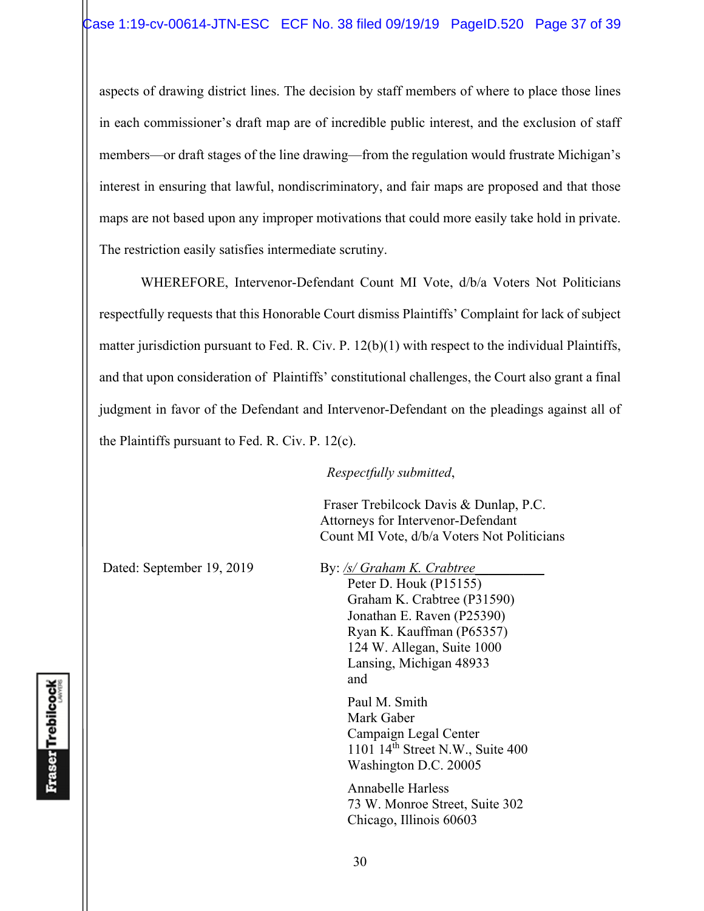aspects of drawing district lines. The decision by staff members of where to place those lines in each commissioner's draft map are of incredible public interest, and the exclusion of staff members—or draft stages of the line drawing—from the regulation would frustrate Michigan's interest in ensuring that lawful, nondiscriminatory, and fair maps are proposed and that those maps are not based upon any improper motivations that could more easily take hold in private. The restriction easily satisfies intermediate scrutiny.

WHEREFORE, Intervenor-Defendant Count MI Vote, d/b/a Voters Not Politicians respectfully requests that this Honorable Court dismiss Plaintiffs' Complaint for lack of subject matter jurisdiction pursuant to Fed. R. Civ. P. 12(b)(1) with respect to the individual Plaintiffs, and that upon consideration of Plaintiffs' constitutional challenges, the Court also grant a final judgment in favor of the Defendant and Intervenor-Defendant on the pleadings against all of the Plaintiffs pursuant to Fed. R. Civ. P. 12(c).

*Respectfully submitted*,

Fraser Trebilcock Davis & Dunlap, P.C.
Attorneys for Intervenor-Defendant
Count MI Vote, d/b/a Voters Not Politicians

Dated: September 19, 2019

By: */s/ Graham K. Crabtree*
Peter D. Houk (P15155)
Graham K. Crabtree (P31590)
Jonathan E. Raven (P25390)
Ryan K. Kauffman (P65357)
124 W. Allegan, Suite 1000
Lansing, Michigan 48933
and

Paul M. Smith
Mark Gaber
Campaign Legal Center
1101 14th Street N.W., Suite 400
Washington D.C. 20005

Annabelle Harless
73 W. Monroe Street, Suite 302
Chicago, Illinois 60603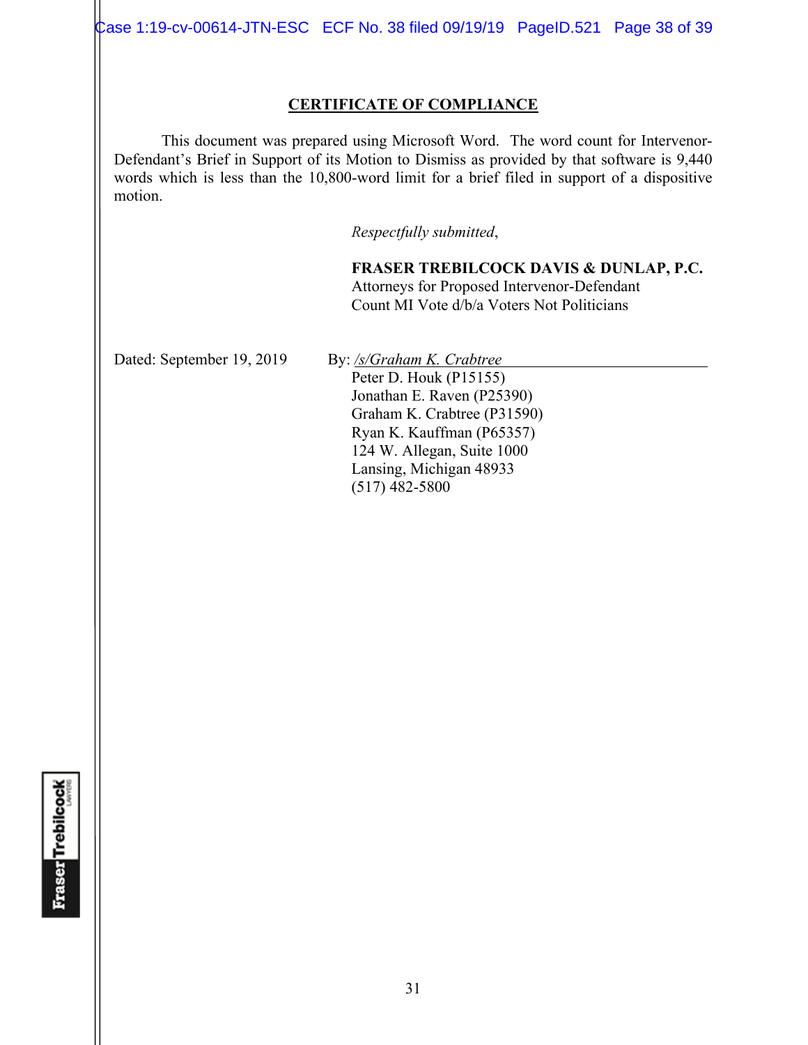## CERTIFICATE OF COMPLIANCE

This document was prepared using Microsoft Word. The word count for Intervenor-Defendant's Brief in Support of its Motion to Dismiss as provided by that software is 9,440 words which is less than the 10,800-word limit for a brief filed in support of a dispositive motion.

*Respectfully submitted*,

**FRASER TREBILCOCK DAVIS & DUNLAP, P.C.**
Attorneys for Proposed Intervenor-Defendant
Count MI Vote d/b/a Voters Not Politicians

Dated: September 19, 2019

By: */s/Graham K. Crabtree*
Peter D. Houk (P15155)
Jonathan E. Raven (P25390)
Graham K. Crabtree (P31590)
Ryan K. Kauffman (P65357)
124 W. Allegan, Suite 1000
Lansing, Michigan 48933
(517) 482-5800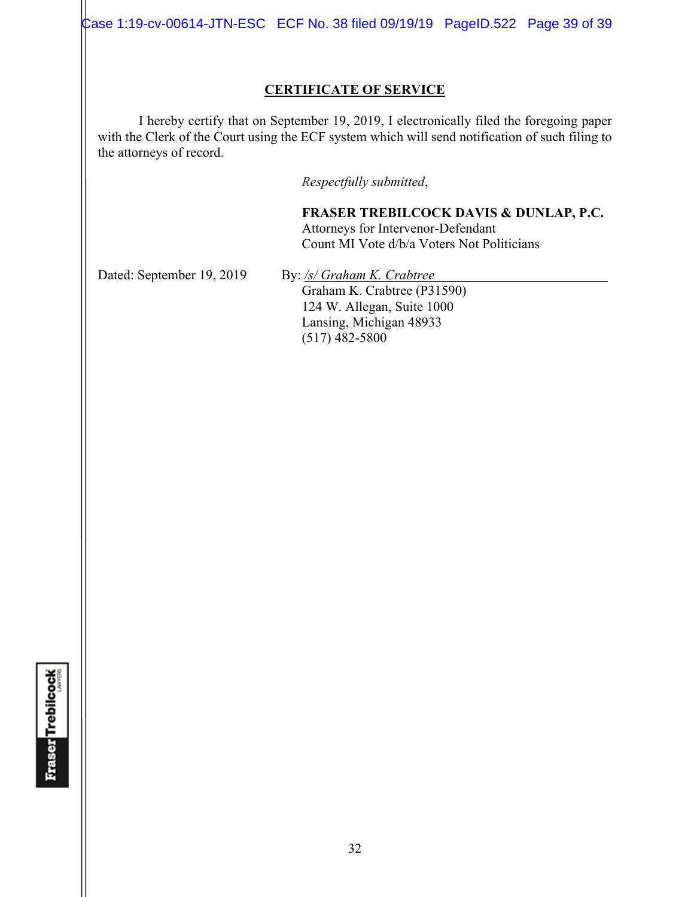## CERTIFICATE OF SERVICE

I hereby certify that on September 19, 2019, I electronically filed the foregoing paper with the Clerk of the Court using the ECF system which will send notification of such filing to the attorneys of record.

*Respectfully submitted*,

**FRASER TREBILCOCK DAVIS & DUNLAP, P.C.**
Attorneys for Intervenor-Defendant
Count MI Vote d/b/a Voters Not Politicians

Dated: September 19, 2019

By: */s/ Graham K. Crabtree*
Graham K. Crabtree (P31590)
124 W. Allegan, Suite 1000
Lansing, Michigan 48933
(517) 482-5800